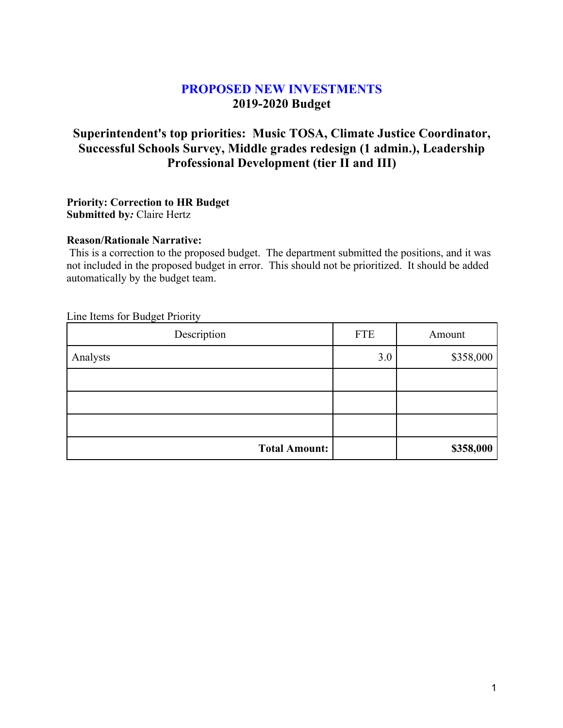# PROPOSED NEW INVESTMENTS
## 2019-2020 Budget

## Superintendent's top priorities: Music TOSA, Climate Justice Coordinator, Successful Schools Survey, Middle grades redesign (1 admin.), Leadership Professional Development (tier II and III)

**Priority: Correction to HR Budget**
**Submitted by*:*** Claire Hertz

**Reason/Rationale Narrative:**
This is a correction to the proposed budget. The department submitted the positions, and it was not included in the proposed budget in error. This should not be prioritized. It should be added automatically by the budget team.

Line Items for Budget Priority

| Description | FTE | Amount |
|---|---|---|
| Analysts | 3.0 | $358,000 |
| | | |
| | | |
| | | |
| **Total Amount:** | | **$358,000** |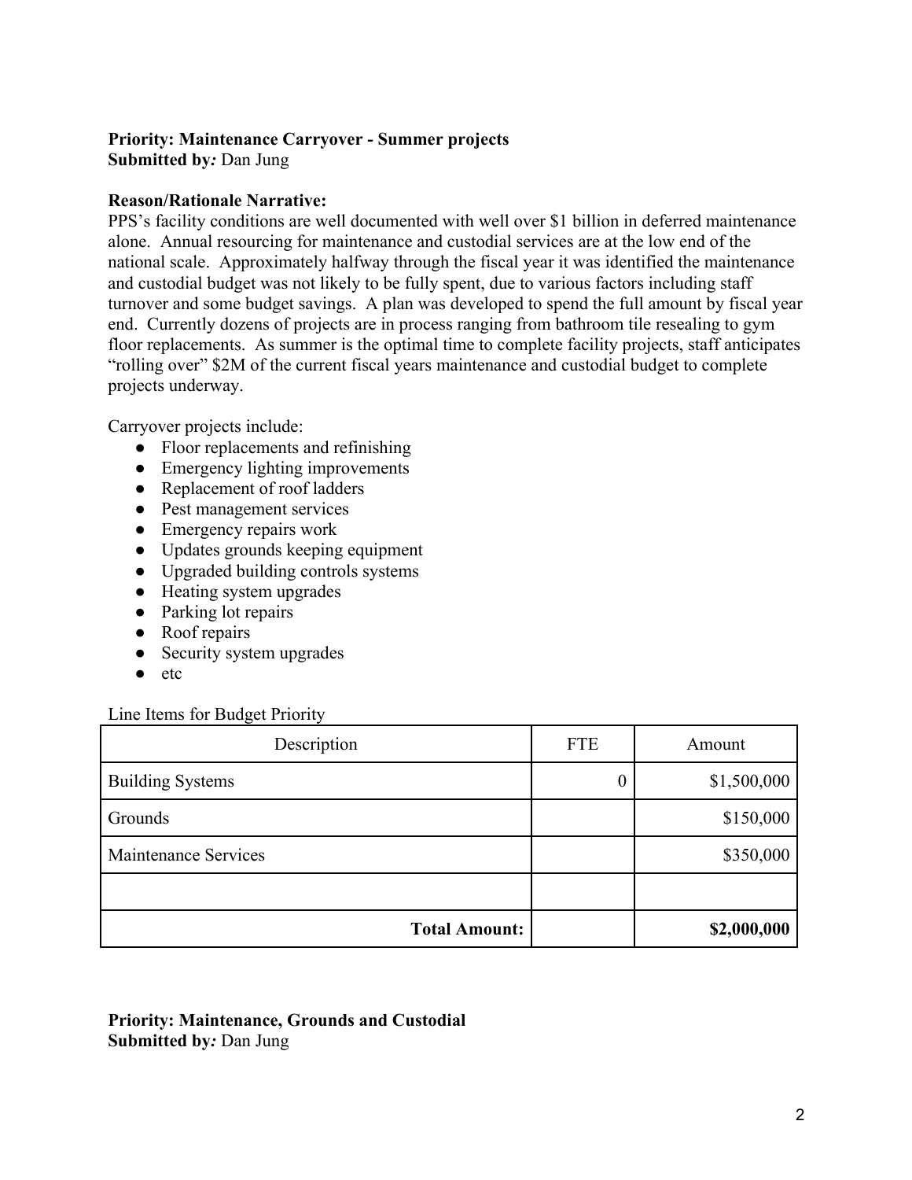**Priority: Maintenance Carryover - Summer projects**
**Submitted by*:*** Dan Jung

**Reason/Rationale Narrative:**
PPS's facility conditions are well documented with well over $1 billion in deferred maintenance alone. Annual resourcing for maintenance and custodial services are at the low end of the national scale. Approximately halfway through the fiscal year it was identified the maintenance and custodial budget was not likely to be fully spent, due to various factors including staff turnover and some budget savings. A plan was developed to spend the full amount by fiscal year end. Currently dozens of projects are in process ranging from bathroom tile resealing to gym floor replacements. As summer is the optimal time to complete facility projects, staff anticipates "rolling over" $2M of the current fiscal years maintenance and custodial budget to complete projects underway.

Carryover projects include:

- Floor replacements and refinishing
- Emergency lighting improvements
- Replacement of roof ladders
- Pest management services
- Emergency repairs work
- Updates grounds keeping equipment
- Upgraded building controls systems
- Heating system upgrades
- Parking lot repairs
- Roof repairs
- Security system upgrades
- etc

Line Items for Budget Priority

| Description | FTE | Amount |
|---|---|---|
| Building Systems | 0 | $1,500,000 |
| Grounds | | $150,000 |
| Maintenance Services | | $350,000 |
| | | |
| **Total Amount:** | | **$2,000,000** |

**Priority: Maintenance, Grounds and Custodial**
**Submitted by*:*** Dan Jung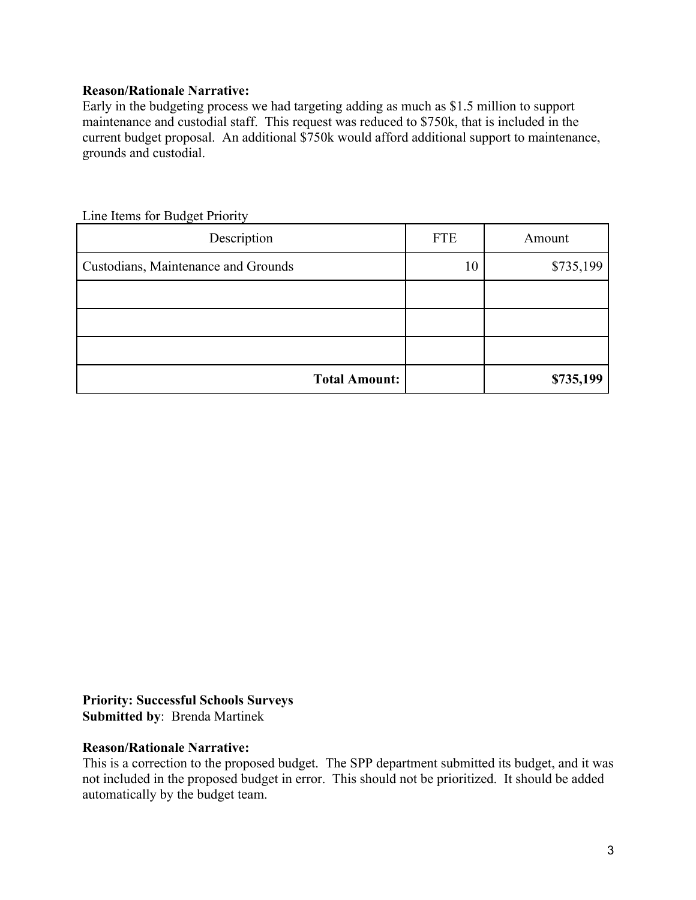**Reason/Rationale Narrative:**
Early in the budgeting process we had targeting adding as much as $1.5 million to support maintenance and custodial staff. This request was reduced to $750k, that is included in the current budget proposal. An additional $750k would afford additional support to maintenance, grounds and custodial.

Line Items for Budget Priority

| Description | FTE | Amount |
|---|---|---|
| Custodians, Maintenance and Grounds | 10 | $735,199 |
| | | |
| | | |
| | | |
| **Total Amount:** | | **$735,199** |

**Priority: Successful Schools Surveys**
**Submitted by**: Brenda Martinek

**Reason/Rationale Narrative:**
This is a correction to the proposed budget. The SPP department submitted its budget, and it was not included in the proposed budget in error. This should not be prioritized. It should be added automatically by the budget team.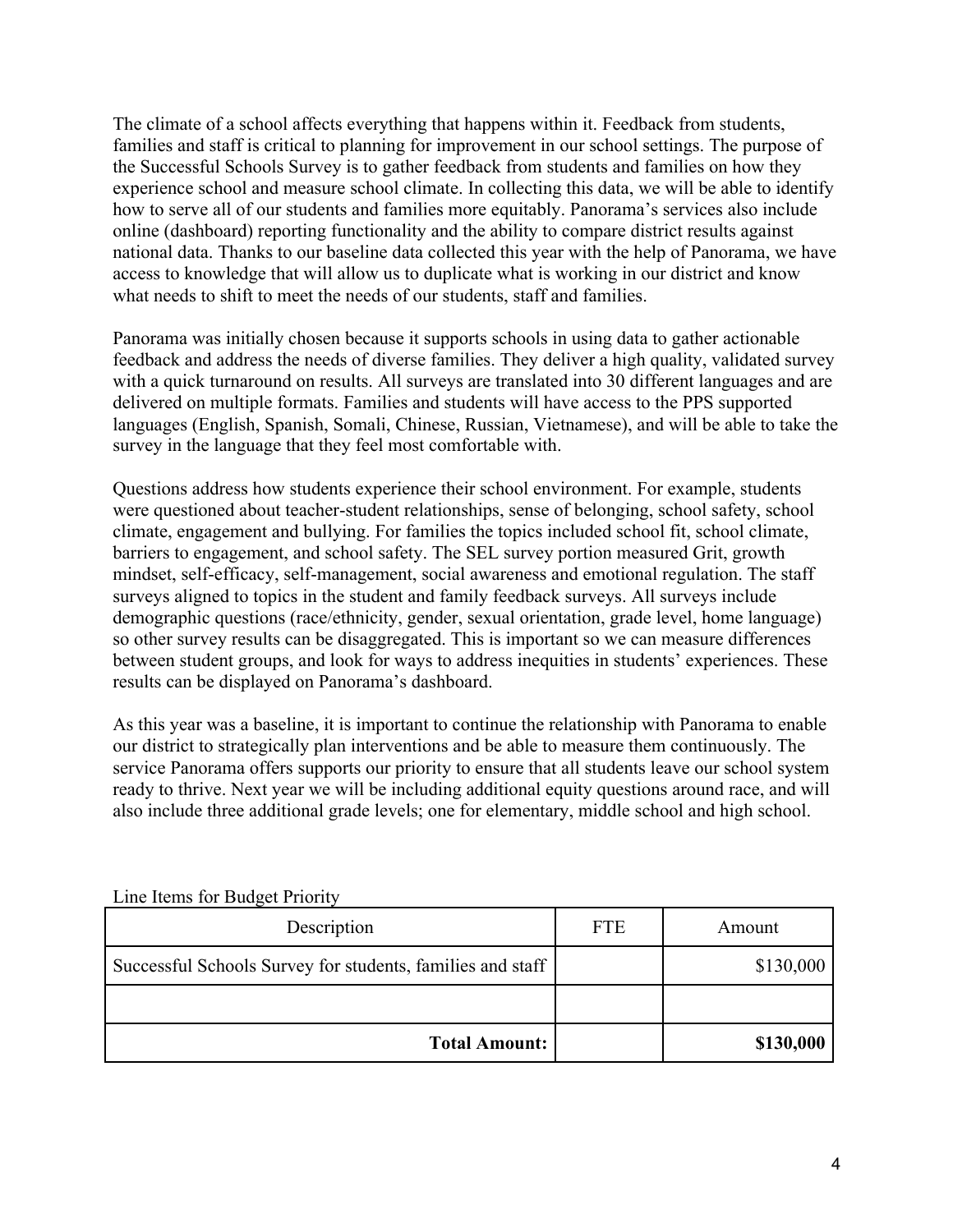The climate of a school affects everything that happens within it. Feedback from students, families and staff is critical to planning for improvement in our school settings. The purpose of the Successful Schools Survey is to gather feedback from students and families on how they experience school and measure school climate. In collecting this data, we will be able to identify how to serve all of our students and families more equitably. Panorama's services also include online (dashboard) reporting functionality and the ability to compare district results against national data. Thanks to our baseline data collected this year with the help of Panorama, we have access to knowledge that will allow us to duplicate what is working in our district and know what needs to shift to meet the needs of our students, staff and families.

Panorama was initially chosen because it supports schools in using data to gather actionable feedback and address the needs of diverse families. They deliver a high quality, validated survey with a quick turnaround on results. All surveys are translated into 30 different languages and are delivered on multiple formats. Families and students will have access to the PPS supported languages (English, Spanish, Somali, Chinese, Russian, Vietnamese), and will be able to take the survey in the language that they feel most comfortable with.

Questions address how students experience their school environment. For example, students were questioned about teacher-student relationships, sense of belonging, school safety, school climate, engagement and bullying. For families the topics included school fit, school climate, barriers to engagement, and school safety. The SEL survey portion measured Grit, growth mindset, self-efficacy, self-management, social awareness and emotional regulation. The staff surveys aligned to topics in the student and family feedback surveys. All surveys include demographic questions (race/ethnicity, gender, sexual orientation, grade level, home language) so other survey results can be disaggregated. This is important so we can measure differences between student groups, and look for ways to address inequities in students' experiences. These results can be displayed on Panorama's dashboard.

As this year was a baseline, it is important to continue the relationship with Panorama to enable our district to strategically plan interventions and be able to measure them continuously. The service Panorama offers supports our priority to ensure that all students leave our school system ready to thrive. Next year we will be including additional equity questions around race, and will also include three additional grade levels; one for elementary, middle school and high school.

Line Items for Budget Priority

| Description | FTE | Amount |
|---|---|---|
| Successful Schools Survey for students, families and staff | | $130,000 |
| | | |
| **Total Amount:** | | **$130,000** |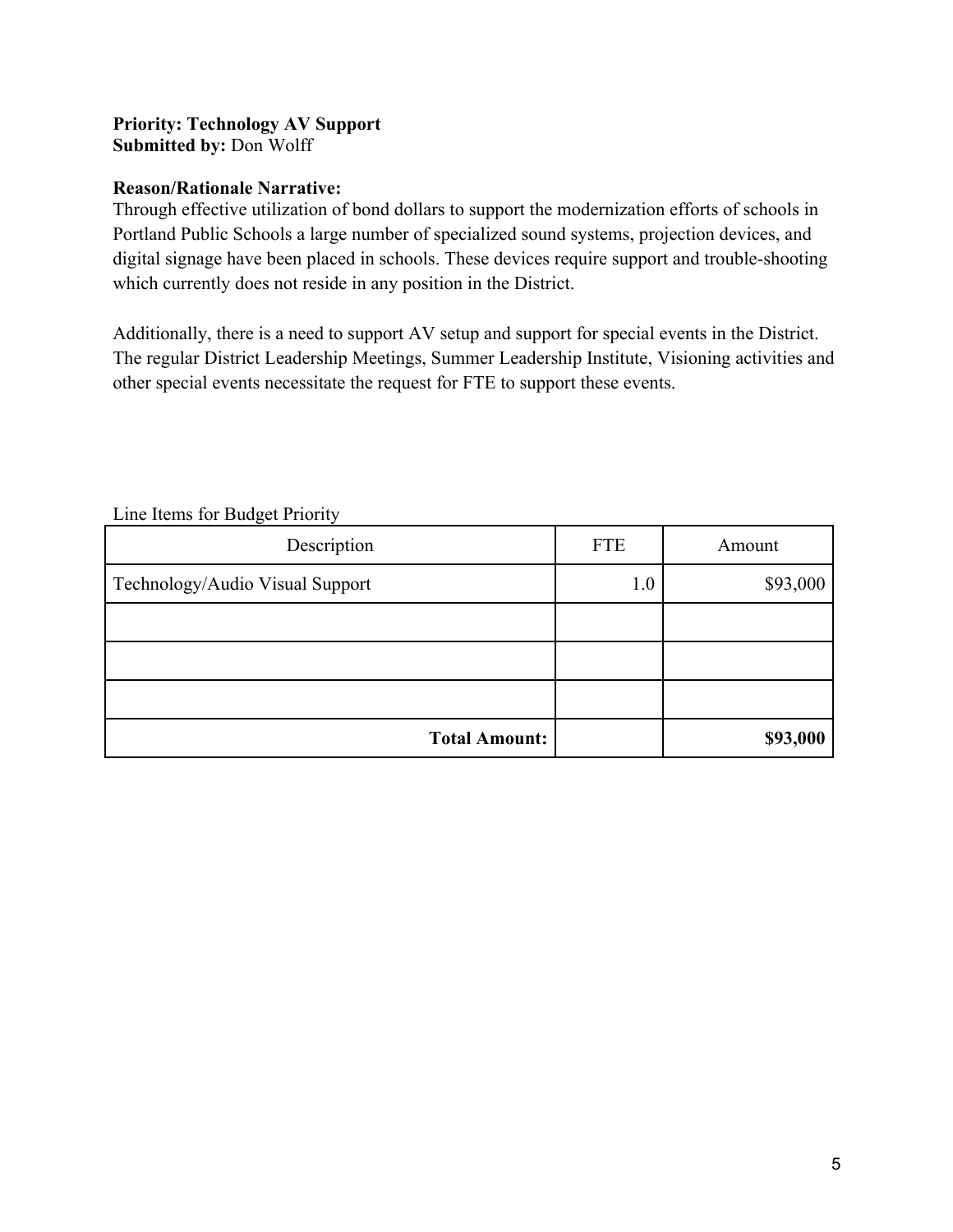**Priority: Technology AV Support**
**Submitted by:** Don Wolff

**Reason/Rationale Narrative:**
Through effective utilization of bond dollars to support the modernization efforts of schools in Portland Public Schools a large number of specialized sound systems, projection devices, and digital signage have been placed in schools. These devices require support and trouble-shooting which currently does not reside in any position in the District.

Additionally, there is a need to support AV setup and support for special events in the District. The regular District Leadership Meetings, Summer Leadership Institute, Visioning activities and other special events necessitate the request for FTE to support these events.

Line Items for Budget Priority

| Description | FTE | Amount |
|---|---|---|
| Technology/Audio Visual Support | 1.0 | $93,000 |
| | | |
| | | |
| | | |
| **Total Amount:** | | **$93,000** |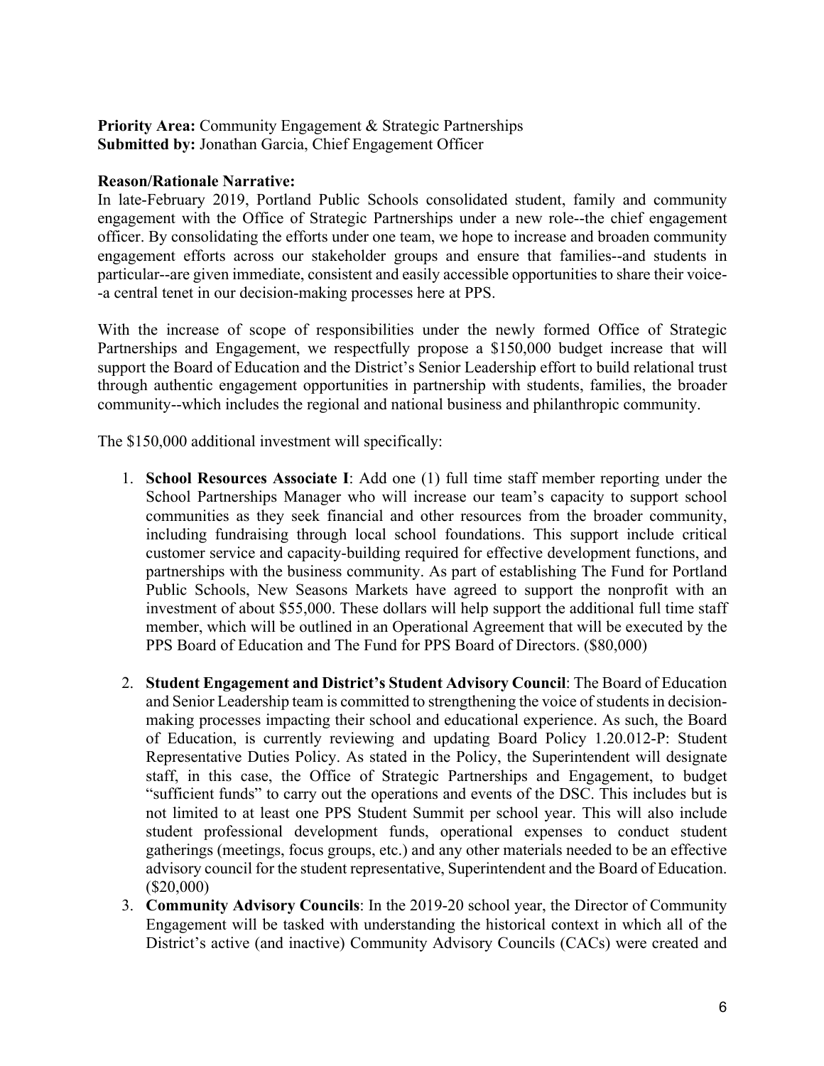**Priority Area:** Community Engagement & Strategic Partnerships
**Submitted by:** Jonathan Garcia, Chief Engagement Officer

**Reason/Rationale Narrative:**

In late-February 2019, Portland Public Schools consolidated student, family and community engagement with the Office of Strategic Partnerships under a new role--the chief engagement officer. By consolidating the efforts under one team, we hope to increase and broaden community engagement efforts across our stakeholder groups and ensure that families--and students in particular--are given immediate, consistent and easily accessible opportunities to share their voice--a central tenet in our decision-making processes here at PPS.

With the increase of scope of responsibilities under the newly formed Office of Strategic Partnerships and Engagement, we respectfully propose a $150,000 budget increase that will support the Board of Education and the District's Senior Leadership effort to build relational trust through authentic engagement opportunities in partnership with students, families, the broader community--which includes the regional and national business and philanthropic community.

The $150,000 additional investment will specifically:

1. **School Resources Associate I**: Add one (1) full time staff member reporting under the School Partnerships Manager who will increase our team's capacity to support school communities as they seek financial and other resources from the broader community, including fundraising through local school foundations. This support include critical customer service and capacity-building required for effective development functions, and partnerships with the business community. As part of establishing The Fund for Portland Public Schools, New Seasons Markets have agreed to support the nonprofit with an investment of about $55,000. These dollars will help support the additional full time staff member, which will be outlined in an Operational Agreement that will be executed by the PPS Board of Education and The Fund for PPS Board of Directors. ($80,000)

2. **Student Engagement and District's Student Advisory Council**: The Board of Education and Senior Leadership team is committed to strengthening the voice of students in decision-making processes impacting their school and educational experience. As such, the Board of Education, is currently reviewing and updating Board Policy 1.20.012-P: Student Representative Duties Policy. As stated in the Policy, the Superintendent will designate staff, in this case, the Office of Strategic Partnerships and Engagement, to budget "sufficient funds" to carry out the operations and events of the DSC. This includes but is not limited to at least one PPS Student Summit per school year. This will also include student professional development funds, operational expenses to conduct student gatherings (meetings, focus groups, etc.) and any other materials needed to be an effective advisory council for the student representative, Superintendent and the Board of Education. ($20,000)

3. **Community Advisory Councils**: In the 2019-20 school year, the Director of Community Engagement will be tasked with understanding the historical context in which all of the District's active (and inactive) Community Advisory Councils (CACs) were created and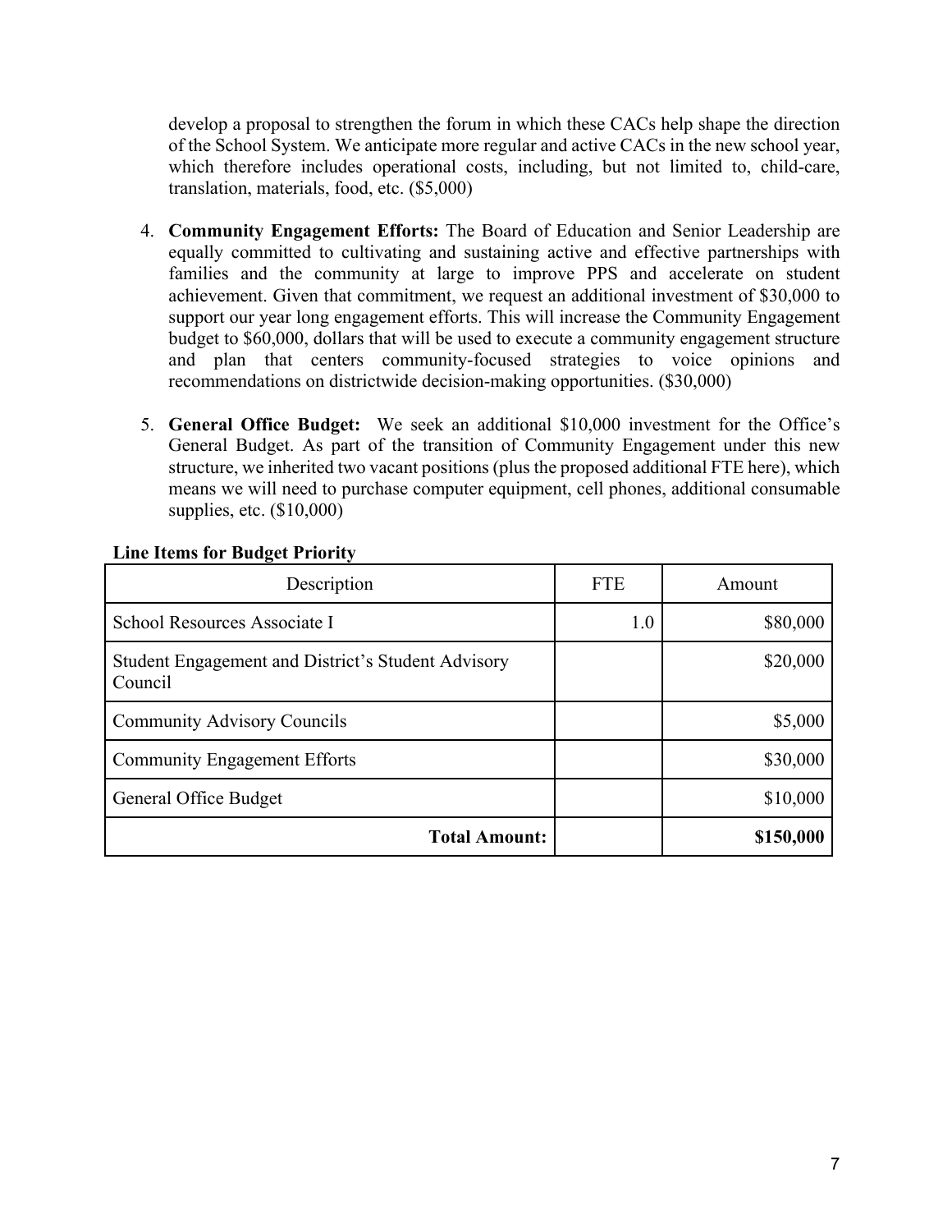develop a proposal to strengthen the forum in which these CACs help shape the direction of the School System. We anticipate more regular and active CACs in the new school year, which therefore includes operational costs, including, but not limited to, child-care, translation, materials, food, etc. ($5,000)

4. **Community Engagement Efforts:** The Board of Education and Senior Leadership are equally committed to cultivating and sustaining active and effective partnerships with families and the community at large to improve PPS and accelerate on student achievement. Given that commitment, we request an additional investment of $30,000 to support our year long engagement efforts. This will increase the Community Engagement budget to $60,000, dollars that will be used to execute a community engagement structure and plan that centers community-focused strategies to voice opinions and recommendations on districtwide decision-making opportunities. ($30,000)

5. **General Office Budget:** We seek an additional $10,000 investment for the Office's General Budget. As part of the transition of Community Engagement under this new structure, we inherited two vacant positions (plus the proposed additional FTE here), which means we will need to purchase computer equipment, cell phones, additional consumable supplies, etc. ($10,000)

**Line Items for Budget Priority**

| Description | FTE | Amount |
|---|---|---|
| School Resources Associate I | 1.0 | $80,000 |
| Student Engagement and District's Student Advisory Council | | $20,000 |
| Community Advisory Councils | | $5,000 |
| Community Engagement Efforts | | $30,000 |
| General Office Budget | | $10,000 |
| **Total Amount:** | | **$150,000** |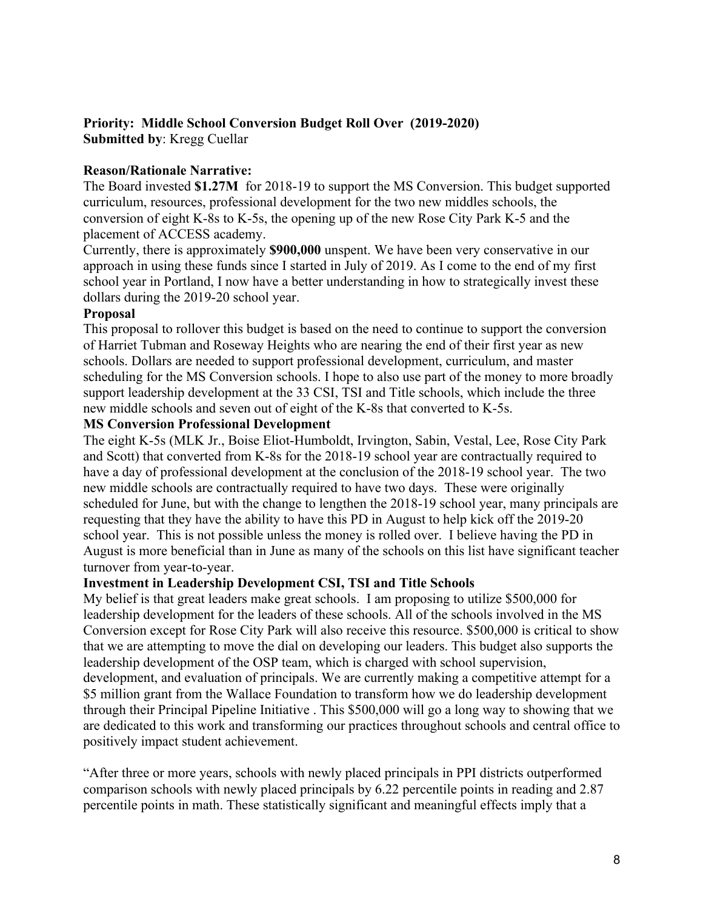**Priority: Middle School Conversion Budget Roll Over (2019-2020)**
**Submitted by**: Kregg Cuellar

**Reason/Rationale Narrative:**
The Board invested **$1.27M** for 2018-19 to support the MS Conversion. This budget supported curriculum, resources, professional development for the two new middles schools, the conversion of eight K-8s to K-5s, the opening up of the new Rose City Park K-5 and the placement of ACCESS academy.
Currently, there is approximately **$900,000** unspent. We have been very conservative in our approach in using these funds since I started in July of 2019. As I come to the end of my first school year in Portland, I now have a better understanding in how to strategically invest these dollars during the 2019-20 school year.

**Proposal**
This proposal to rollover this budget is based on the need to continue to support the conversion of Harriet Tubman and Roseway Heights who are nearing the end of their first year as new schools. Dollars are needed to support professional development, curriculum, and master scheduling for the MS Conversion schools. I hope to also use part of the money to more broadly support leadership development at the 33 CSI, TSI and Title schools, which include the three new middle schools and seven out of eight of the K-8s that converted to K-5s.

**MS Conversion Professional Development**
The eight K-5s (MLK Jr., Boise Eliot-Humboldt, Irvington, Sabin, Vestal, Lee, Rose City Park and Scott) that converted from K-8s for the 2018-19 school year are contractually required to have a day of professional development at the conclusion of the 2018-19 school year. The two new middle schools are contractually required to have two days. These were originally scheduled for June, but with the change to lengthen the 2018-19 school year, many principals are requesting that they have the ability to have this PD in August to help kick off the 2019-20 school year. This is not possible unless the money is rolled over. I believe having the PD in August is more beneficial than in June as many of the schools on this list have significant teacher turnover from year-to-year.

**Investment in Leadership Development CSI, TSI and Title Schools**
My belief is that great leaders make great schools. I am proposing to utilize $500,000 for leadership development for the leaders of these schools. All of the schools involved in the MS Conversion except for Rose City Park will also receive this resource. $500,000 is critical to show that we are attempting to move the dial on developing our leaders. This budget also supports the leadership development of the OSP team, which is charged with school supervision, development, and evaluation of principals. We are currently making a competitive attempt for a $5 million grant from the Wallace Foundation to transform how we do leadership development through their Principal Pipeline Initiative . This $500,000 will go a long way to showing that we are dedicated to this work and transforming our practices throughout schools and central office to positively impact student achievement.

"After three or more years, schools with newly placed principals in PPI districts outperformed comparison schools with newly placed principals by 6.22 percentile points in reading and 2.87 percentile points in math. These statistically significant and meaningful effects imply that a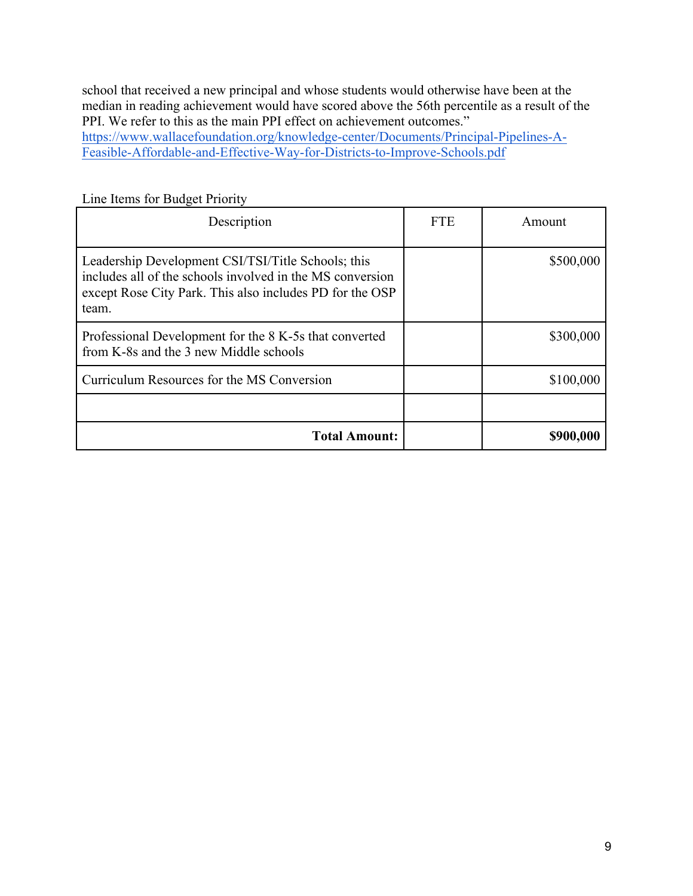school that received a new principal and whose students would otherwise have been at the median in reading achievement would have scored above the 56th percentile as a result of the PPI. We refer to this as the main PPI effect on achievement outcomes."
https://www.wallacefoundation.org/knowledge-center/Documents/Principal-Pipelines-A-Feasible-Affordable-and-Effective-Way-for-Districts-to-Improve-Schools.pdf

Line Items for Budget Priority

| Description | FTE | Amount |
| --- | --- | --- |
| Leadership Development CSI/TSI/Title Schools; this includes all of the schools involved in the MS conversion except Rose City Park. This also includes PD for the OSP team. | | $500,000 |
| Professional Development for the 8 K-5s that converted from K-8s and the 3 new Middle schools | | $300,000 |
| Curriculum Resources for the MS Conversion | | $100,000 |
| | | |
| **Total Amount:** | | **$900,000** |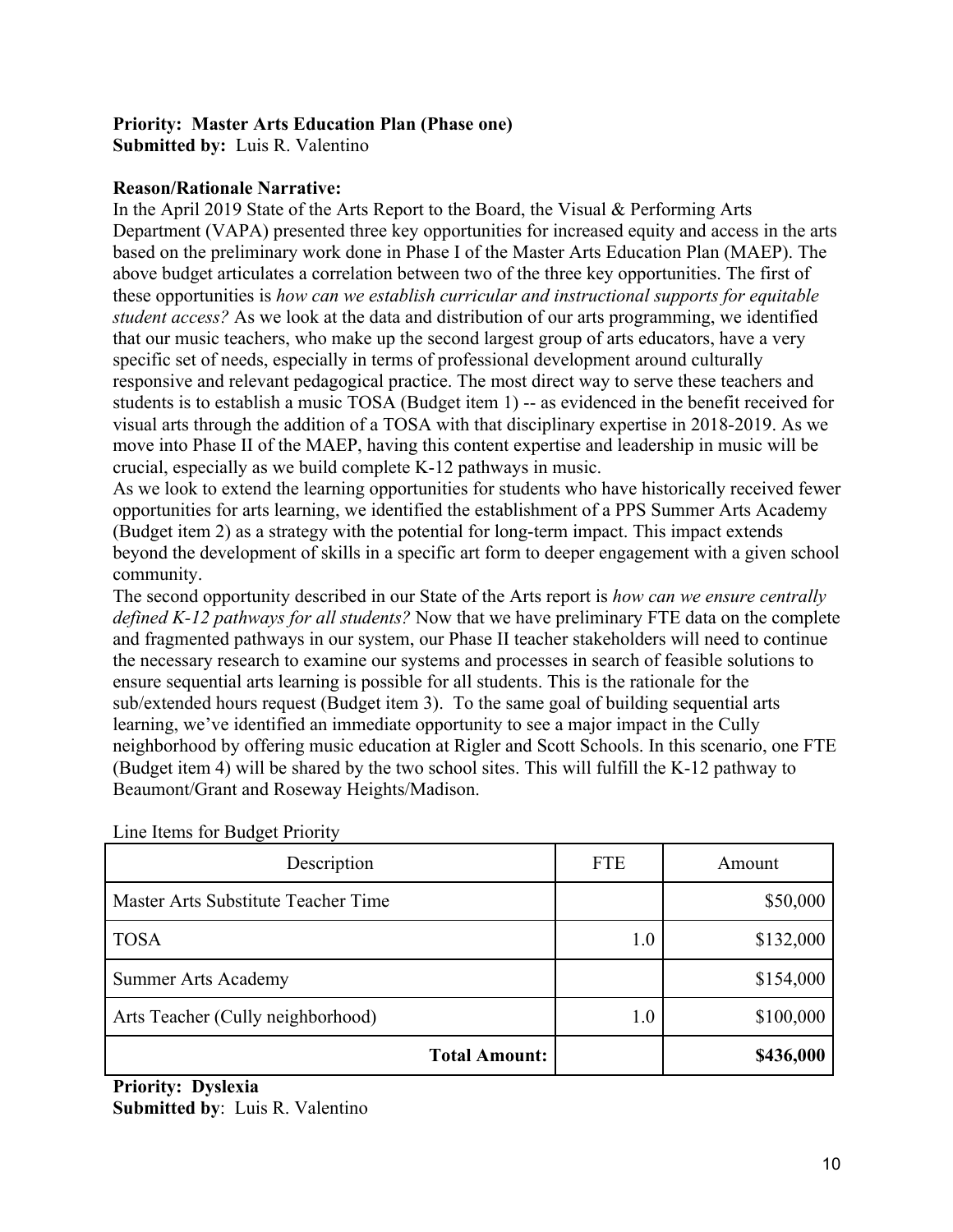**Priority: Master Arts Education Plan (Phase one)**
**Submitted by:** Luis R. Valentino

**Reason/Rationale Narrative:**
In the April 2019 State of the Arts Report to the Board, the Visual & Performing Arts Department (VAPA) presented three key opportunities for increased equity and access in the arts based on the preliminary work done in Phase I of the Master Arts Education Plan (MAEP). The above budget articulates a correlation between two of the three key opportunities. The first of these opportunities is *how can we establish curricular and instructional supports for equitable student access?* As we look at the data and distribution of our arts programming, we identified that our music teachers, who make up the second largest group of arts educators, have a very specific set of needs, especially in terms of professional development around culturally responsive and relevant pedagogical practice. The most direct way to serve these teachers and students is to establish a music TOSA (Budget item 1) -- as evidenced in the benefit received for visual arts through the addition of a TOSA with that disciplinary expertise in 2018-2019. As we move into Phase II of the MAEP, having this content expertise and leadership in music will be crucial, especially as we build complete K-12 pathways in music.
As we look to extend the learning opportunities for students who have historically received fewer opportunities for arts learning, we identified the establishment of a PPS Summer Arts Academy (Budget item 2) as a strategy with the potential for long-term impact. This impact extends beyond the development of skills in a specific art form to deeper engagement with a given school community.
The second opportunity described in our State of the Arts report is *how can we ensure centrally defined K-12 pathways for all students?* Now that we have preliminary FTE data on the complete and fragmented pathways in our system, our Phase II teacher stakeholders will need to continue the necessary research to examine our systems and processes in search of feasible solutions to ensure sequential arts learning is possible for all students. This is the rationale for the sub/extended hours request (Budget item 3). To the same goal of building sequential arts learning, we've identified an immediate opportunity to see a major impact in the Cully neighborhood by offering music education at Rigler and Scott Schools. In this scenario, one FTE (Budget item 4) will be shared by the two school sites. This will fulfill the K-12 pathway to Beaumont/Grant and Roseway Heights/Madison.

Line Items for Budget Priority

| Description | FTE | Amount |
|---|---|---|
| Master Arts Substitute Teacher Time | | $50,000 |
| TOSA | 1.0 | $132,000 |
| Summer Arts Academy | | $154,000 |
| Arts Teacher (Cully neighborhood) | 1.0 | $100,000 |
| **Total Amount:** | | **$436,000** |

**Priority: Dyslexia**
**Submitted by**: Luis R. Valentino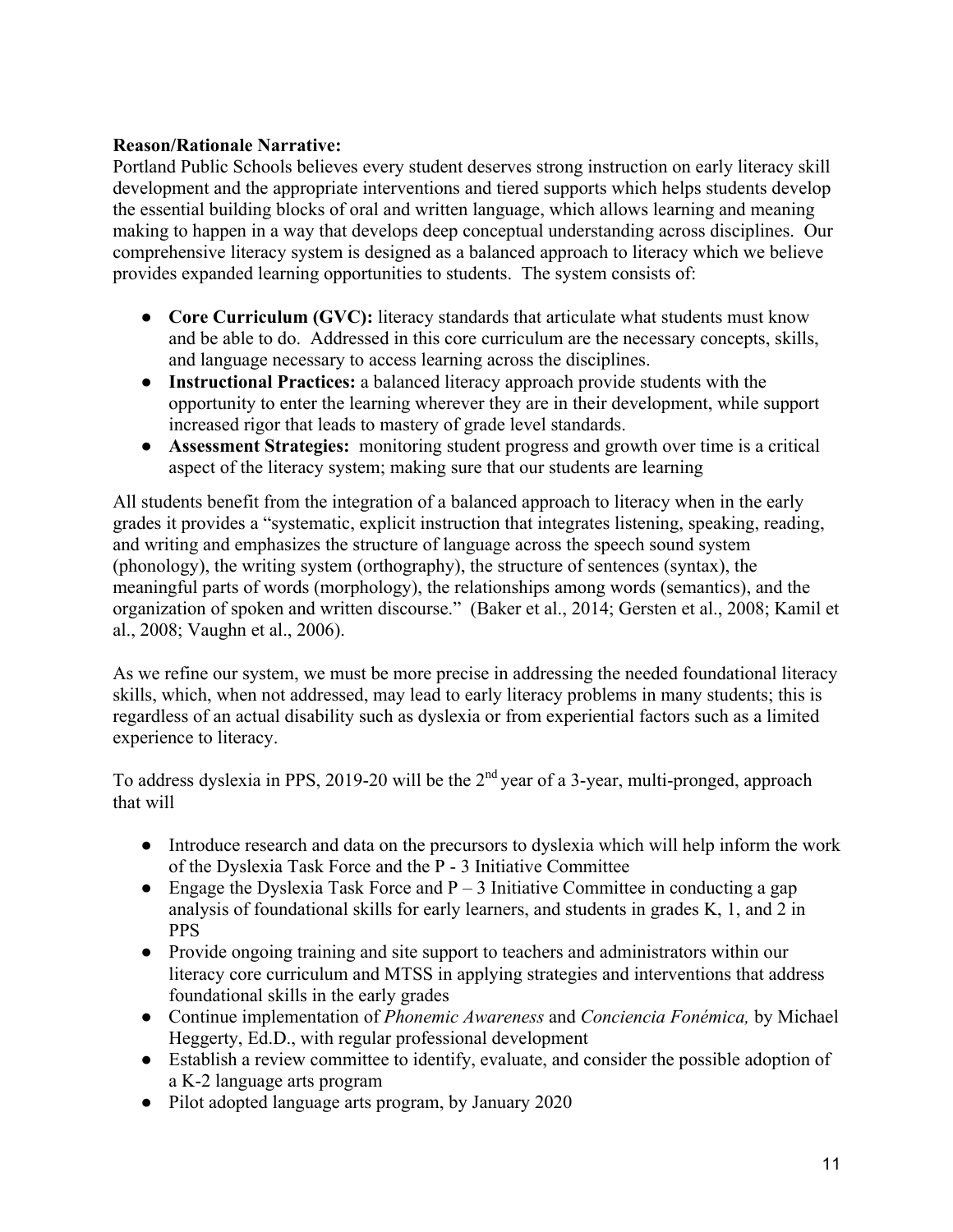**Reason/Rationale Narrative:**

Portland Public Schools believes every student deserves strong instruction on early literacy skill development and the appropriate interventions and tiered supports which helps students develop the essential building blocks of oral and written language, which allows learning and meaning making to happen in a way that develops deep conceptual understanding across disciplines. Our comprehensive literacy system is designed as a balanced approach to literacy which we believe provides expanded learning opportunities to students. The system consists of:

- **Core Curriculum (GVC):** literacy standards that articulate what students must know and be able to do. Addressed in this core curriculum are the necessary concepts, skills, and language necessary to access learning across the disciplines.
- **Instructional Practices:** a balanced literacy approach provide students with the opportunity to enter the learning wherever they are in their development, while support increased rigor that leads to mastery of grade level standards.
- **Assessment Strategies:** monitoring student progress and growth over time is a critical aspect of the literacy system; making sure that our students are learning

All students benefit from the integration of a balanced approach to literacy when in the early grades it provides a "systematic, explicit instruction that integrates listening, speaking, reading, and writing and emphasizes the structure of language across the speech sound system (phonology), the writing system (orthography), the structure of sentences (syntax), the meaningful parts of words (morphology), the relationships among words (semantics), and the organization of spoken and written discourse." (Baker et al., 2014; Gersten et al., 2008; Kamil et al., 2008; Vaughn et al., 2006).

As we refine our system, we must be more precise in addressing the needed foundational literacy skills, which, when not addressed, may lead to early literacy problems in many students; this is regardless of an actual disability such as dyslexia or from experiential factors such as a limited experience to literacy.

To address dyslexia in PPS, 2019-20 will be the 2nd year of a 3-year, multi-pronged, approach that will

- Introduce research and data on the precursors to dyslexia which will help inform the work of the Dyslexia Task Force and the P - 3 Initiative Committee
- Engage the Dyslexia Task Force and P – 3 Initiative Committee in conducting a gap analysis of foundational skills for early learners, and students in grades K, 1, and 2 in PPS
- Provide ongoing training and site support to teachers and administrators within our literacy core curriculum and MTSS in applying strategies and interventions that address foundational skills in the early grades
- Continue implementation of *Phonemic Awareness* and *Conciencia Fonémica,* by Michael Heggerty, Ed.D., with regular professional development
- Establish a review committee to identify, evaluate, and consider the possible adoption of a K-2 language arts program
- Pilot adopted language arts program, by January 2020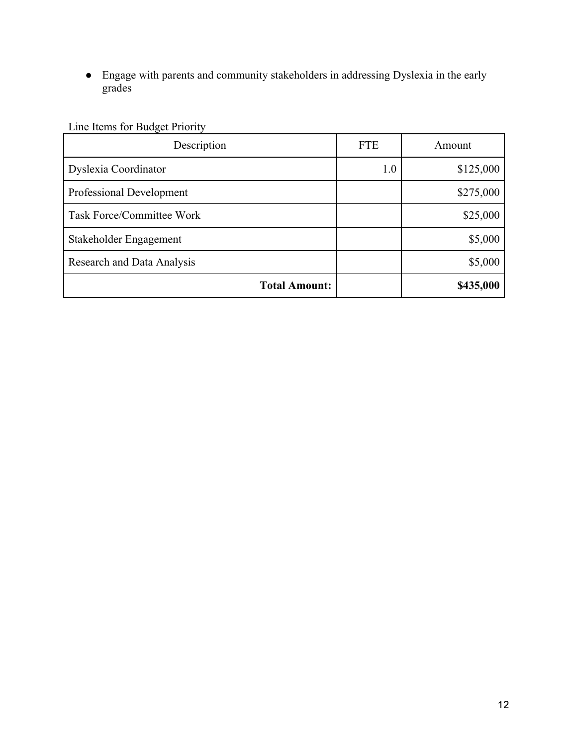- Engage with parents and community stakeholders in addressing Dyslexia in the early grades

Line Items for Budget Priority

| Description | FTE | Amount |
|---|---|---|
| Dyslexia Coordinator | 1.0 | $125,000 |
| Professional Development | | $275,000 |
| Task Force/Committee Work | | $25,000 |
| Stakeholder Engagement | | $5,000 |
| Research and Data Analysis | | $5,000 |
| **Total Amount:** | | **$435,000** |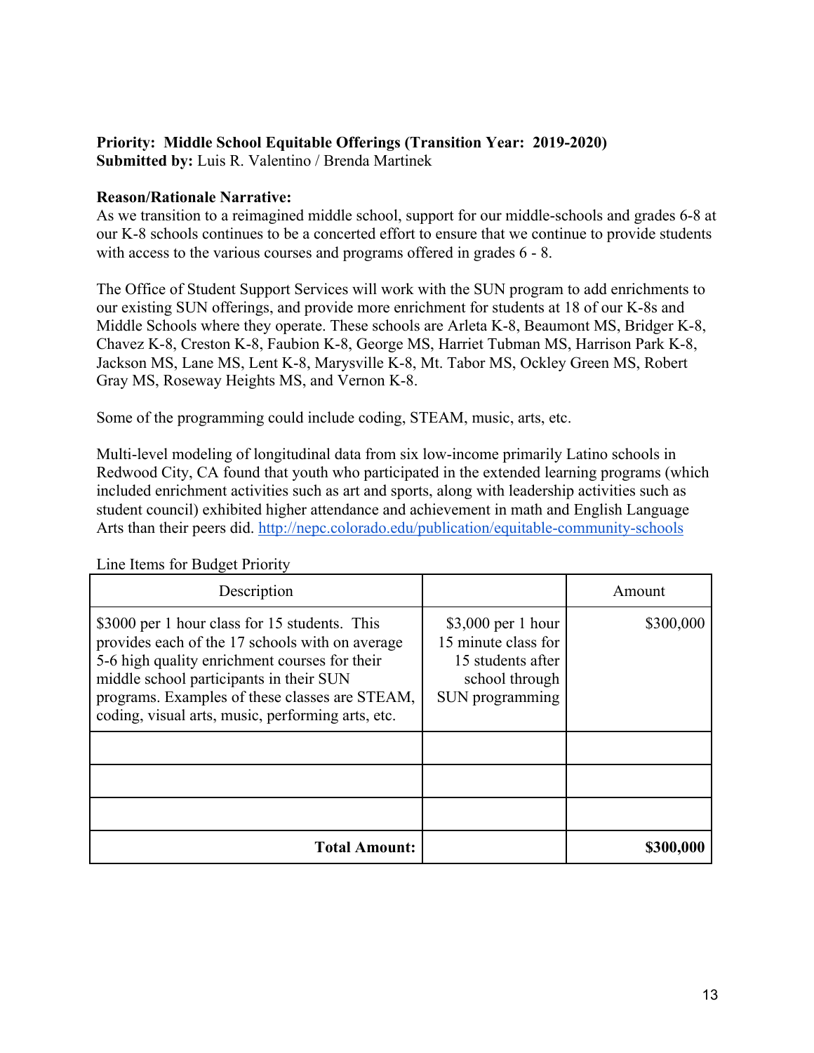**Priority: Middle School Equitable Offerings (Transition Year: 2019-2020)**
**Submitted by:** Luis R. Valentino / Brenda Martinek

**Reason/Rationale Narrative:**
As we transition to a reimagined middle school, support for our middle-schools and grades 6-8 at our K-8 schools continues to be a concerted effort to ensure that we continue to provide students with access to the various courses and programs offered in grades 6 - 8.

The Office of Student Support Services will work with the SUN program to add enrichments to our existing SUN offerings, and provide more enrichment for students at 18 of our K-8s and Middle Schools where they operate. These schools are Arleta K-8, Beaumont MS, Bridger K-8, Chavez K-8, Creston K-8, Faubion K-8, George MS, Harriet Tubman MS, Harrison Park K-8, Jackson MS, Lane MS, Lent K-8, Marysville K-8, Mt. Tabor MS, Ockley Green MS, Robert Gray MS, Roseway Heights MS, and Vernon K-8.

Some of the programming could include coding, STEAM, music, arts, etc.

Multi-level modeling of longitudinal data from six low-income primarily Latino schools in Redwood City, CA found that youth who participated in the extended learning programs (which included enrichment activities such as art and sports, along with leadership activities such as student council) exhibited higher attendance and achievement in math and English Language Arts than their peers did. http://nepc.colorado.edu/publication/equitable-community-schools

Line Items for Budget Priority

| Description | | Amount |
|---|---|---|
| $3000 per 1 hour class for 15 students. This provides each of the 17 schools with on average 5-6 high quality enrichment courses for their middle school participants in their SUN programs. Examples of these classes are STEAM, coding, visual arts, music, performing arts, etc. | $3,000 per 1 hour 15 minute class for 15 students after school through SUN programming | $300,000 |
| | | |
| | | |
| | | |
| **Total Amount:** | | **$300,000** |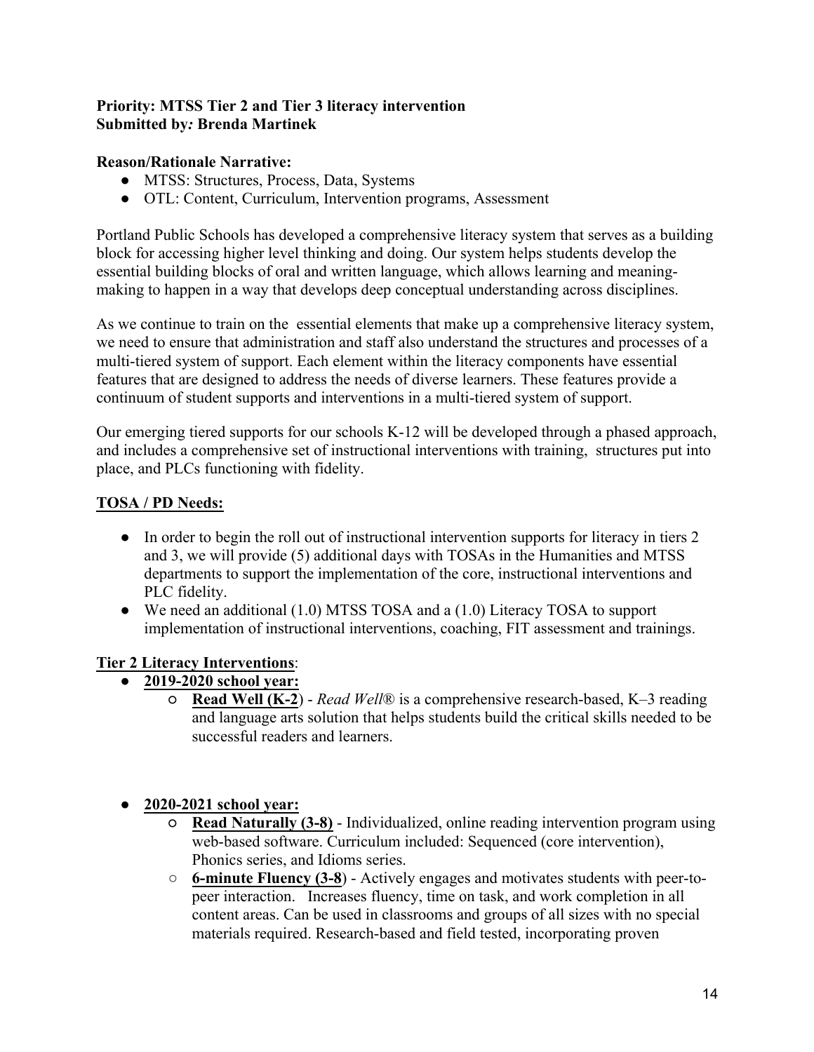**Priority: MTSS Tier 2 and Tier 3 literacy intervention**
**Submitted by*:* Brenda Martinek**

**Reason/Rationale Narrative:**

- MTSS: Structures, Process, Data, Systems
- OTL: Content, Curriculum, Intervention programs, Assessment

Portland Public Schools has developed a comprehensive literacy system that serves as a building block for accessing higher level thinking and doing. Our system helps students develop the essential building blocks of oral and written language, which allows learning and meaning-making to happen in a way that develops deep conceptual understanding across disciplines.

As we continue to train on the essential elements that make up a comprehensive literacy system, we need to ensure that administration and staff also understand the structures and processes of a multi-tiered system of support. Each element within the literacy components have essential features that are designed to address the needs of diverse learners. These features provide a continuum of student supports and interventions in a multi-tiered system of support.

Our emerging tiered supports for our schools K-12 will be developed through a phased approach, and includes a comprehensive set of instructional interventions with training, structures put into place, and PLCs functioning with fidelity.

**<u>TOSA / PD Needs:</u>**

- In order to begin the roll out of instructional intervention supports for literacy in tiers 2 and 3, we will provide (5) additional days with TOSAs in the Humanities and MTSS departments to support the implementation of the core, instructional interventions and PLC fidelity.
- We need an additional (1.0) MTSS TOSA and a (1.0) Literacy TOSA to support implementation of instructional interventions, coaching, FIT assessment and trainings.

**<u>Tier 2 Literacy Interventions</u>**:

- **<u>2019-2020 school year:</u>**
  - **<u>Read Well (K-2</u>**) - *Read Well*® is a comprehensive research-based, K–3 reading and language arts solution that helps students build the critical skills needed to be successful readers and learners.

- **<u>2020-2021 school year:</u>**
  - **<u>Read Naturally (3-8)</u>** - Individualized, online reading intervention program using web-based software. Curriculum included: Sequenced (core intervention), Phonics series, and Idioms series.
  - **<u>6-minute Fluency (3-8</u>**) - Actively engages and motivates students with peer-to-peer interaction. Increases fluency, time on task, and work completion in all content areas. Can be used in classrooms and groups of all sizes with no special materials required. Research-based and field tested, incorporating proven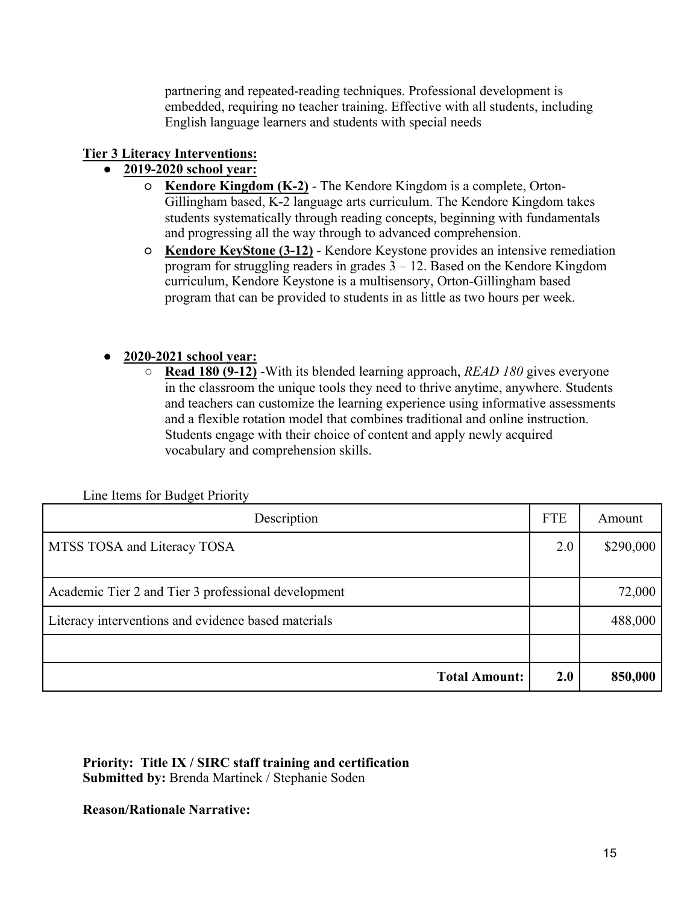partnering and repeated-reading techniques. Professional development is embedded, requiring no teacher training. Effective with all students, including English language learners and students with special needs

**Tier 3 Literacy Interventions:**

- **2019-2020 school year:**
  - **Kendore Kingdom (K-2)** - The Kendore Kingdom is a complete, Orton-Gillingham based, K-2 language arts curriculum. The Kendore Kingdom takes students systematically through reading concepts, beginning with fundamentals and progressing all the way through to advanced comprehension.
  - **Kendore KeyStone (3-12)** - Kendore Keystone provides an intensive remediation program for struggling readers in grades 3 – 12. Based on the Kendore Kingdom curriculum, Kendore Keystone is a multisensory, Orton-Gillingham based program that can be provided to students in as little as two hours per week.

- **2020-2021 school year:**
  - **Read 180 (9-12)** -With its blended learning approach, *READ 180* gives everyone in the classroom the unique tools they need to thrive anytime, anywhere. Students and teachers can customize the learning experience using informative assessments and a flexible rotation model that combines traditional and online instruction. Students engage with their choice of content and apply newly acquired vocabulary and comprehension skills.

Line Items for Budget Priority

| Description | FTE | Amount |
|---|---|---|
| MTSS TOSA and Literacy TOSA | 2.0 | $290,000 |
| Academic Tier 2 and Tier 3 professional development | | 72,000 |
| Literacy interventions and evidence based materials | | 488,000 |
| | | |
| **Total Amount:** | **2.0** | **850,000** |

**Priority: Title IX / SIRC staff training and certification**
**Submitted by:** Brenda Martinek / Stephanie Soden

**Reason/Rationale Narrative:**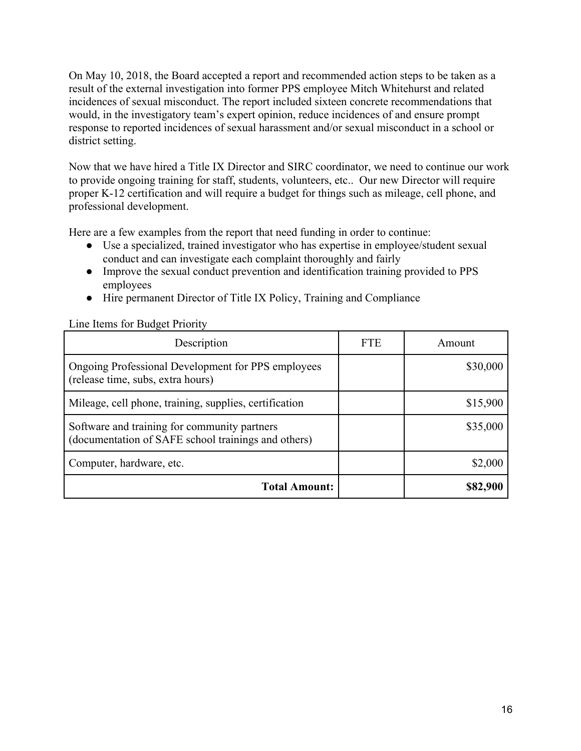On May 10, 2018, the Board accepted a report and recommended action steps to be taken as a result of the external investigation into former PPS employee Mitch Whitehurst and related incidences of sexual misconduct. The report included sixteen concrete recommendations that would, in the investigatory team's expert opinion, reduce incidences of and ensure prompt response to reported incidences of sexual harassment and/or sexual misconduct in a school or district setting.

Now that we have hired a Title IX Director and SIRC coordinator, we need to continue our work to provide ongoing training for staff, students, volunteers, etc.. Our new Director will require proper K-12 certification and will require a budget for things such as mileage, cell phone, and professional development.

Here are a few examples from the report that need funding in order to continue:

- Use a specialized, trained investigator who has expertise in employee/student sexual conduct and can investigate each complaint thoroughly and fairly
- Improve the sexual conduct prevention and identification training provided to PPS employees
- Hire permanent Director of Title IX Policy, Training and Compliance

Line Items for Budget Priority

| Description | FTE | Amount |
|---|---|---|
| Ongoing Professional Development for PPS employees (release time, subs, extra hours) | | $30,000 |
| Mileage, cell phone, training, supplies, certification | | $15,900 |
| Software and training for community partners (documentation of SAFE school trainings and others) | | $35,000 |
| Computer, hardware, etc. | | $2,000 |
| **Total Amount:** | | **$82,900** |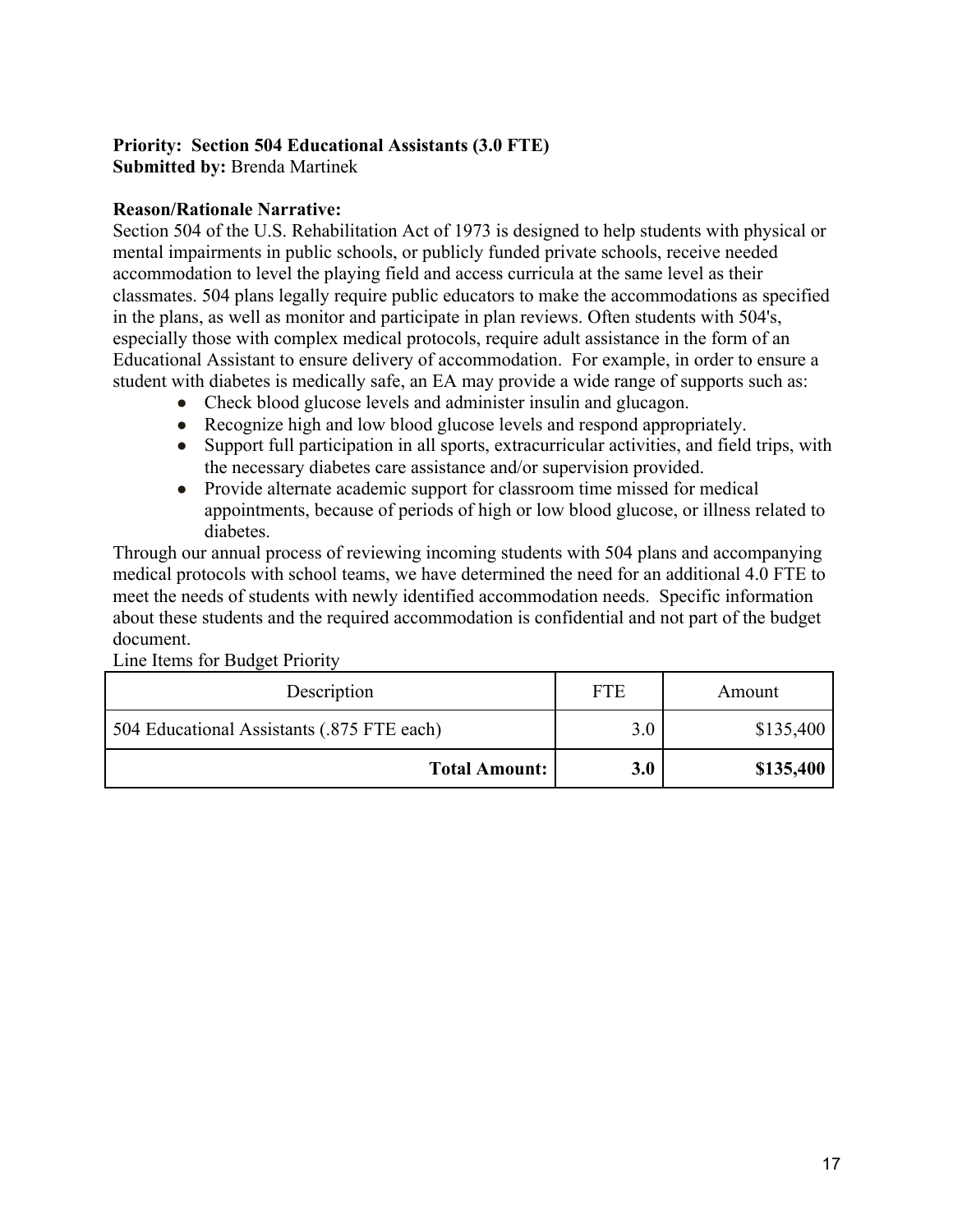**Priority: Section 504 Educational Assistants (3.0 FTE)**
**Submitted by:** Brenda Martinek

**Reason/Rationale Narrative:**
Section 504 of the U.S. Rehabilitation Act of 1973 is designed to help students with physical or mental impairments in public schools, or publicly funded private schools, receive needed accommodation to level the playing field and access curricula at the same level as their classmates. 504 plans legally require public educators to make the accommodations as specified in the plans, as well as monitor and participate in plan reviews. Often students with 504's, especially those with complex medical protocols, require adult assistance in the form of an Educational Assistant to ensure delivery of accommodation. For example, in order to ensure a student with diabetes is medically safe, an EA may provide a wide range of supports such as:

- Check blood glucose levels and administer insulin and glucagon.
- Recognize high and low blood glucose levels and respond appropriately.
- Support full participation in all sports, extracurricular activities, and field trips, with the necessary diabetes care assistance and/or supervision provided.
- Provide alternate academic support for classroom time missed for medical appointments, because of periods of high or low blood glucose, or illness related to diabetes.

Through our annual process of reviewing incoming students with 504 plans and accompanying medical protocols with school teams, we have determined the need for an additional 4.0 FTE to meet the needs of students with newly identified accommodation needs. Specific information about these students and the required accommodation is confidential and not part of the budget document.

Line Items for Budget Priority

| Description | FTE | Amount |
|---|---|---|
| 504 Educational Assistants (.875 FTE each) | 3.0 | $135,400 |
| **Total Amount:** | **3.0** | **$135,400** |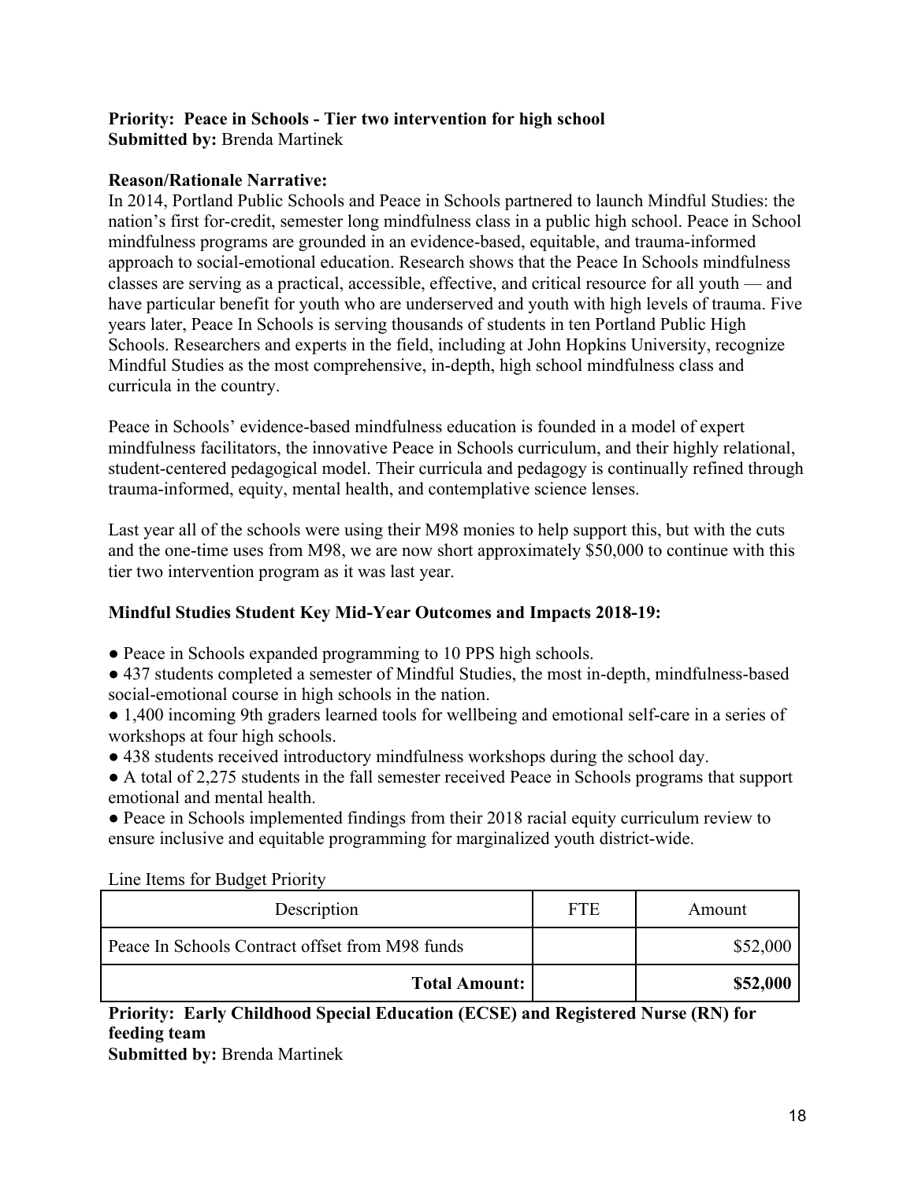**Priority: Peace in Schools - Tier two intervention for high school**
**Submitted by:** Brenda Martinek

**Reason/Rationale Narrative:**
In 2014, Portland Public Schools and Peace in Schools partnered to launch Mindful Studies: the nation's first for-credit, semester long mindfulness class in a public high school. Peace in School mindfulness programs are grounded in an evidence-based, equitable, and trauma-informed approach to social-emotional education. Research shows that the Peace In Schools mindfulness classes are serving as a practical, accessible, effective, and critical resource for all youth — and have particular benefit for youth who are underserved and youth with high levels of trauma. Five years later, Peace In Schools is serving thousands of students in ten Portland Public High Schools. Researchers and experts in the field, including at John Hopkins University, recognize Mindful Studies as the most comprehensive, in-depth, high school mindfulness class and curricula in the country.

Peace in Schools' evidence-based mindfulness education is founded in a model of expert mindfulness facilitators, the innovative Peace in Schools curriculum, and their highly relational, student-centered pedagogical model. Their curricula and pedagogy is continually refined through trauma-informed, equity, mental health, and contemplative science lenses.

Last year all of the schools were using their M98 monies to help support this, but with the cuts and the one-time uses from M98, we are now short approximately $50,000 to continue with this tier two intervention program as it was last year.

**Mindful Studies Student Key Mid-Year Outcomes and Impacts 2018-19:**

- Peace in Schools expanded programming to 10 PPS high schools.
- 437 students completed a semester of Mindful Studies, the most in-depth, mindfulness-based social-emotional course in high schools in the nation.
- 1,400 incoming 9th graders learned tools for wellbeing and emotional self-care in a series of workshops at four high schools.
- 438 students received introductory mindfulness workshops during the school day.
- A total of 2,275 students in the fall semester received Peace in Schools programs that support emotional and mental health.
- Peace in Schools implemented findings from their 2018 racial equity curriculum review to ensure inclusive and equitable programming for marginalized youth district-wide.

Line Items for Budget Priority

| Description | FTE | Amount |
|---|---|---|
| Peace In Schools Contract offset from M98 funds | | $52,000 |
| **Total Amount:** | | **$52,000** |

**Priority: Early Childhood Special Education (ECSE) and Registered Nurse (RN) for feeding team**
**Submitted by:** Brenda Martinek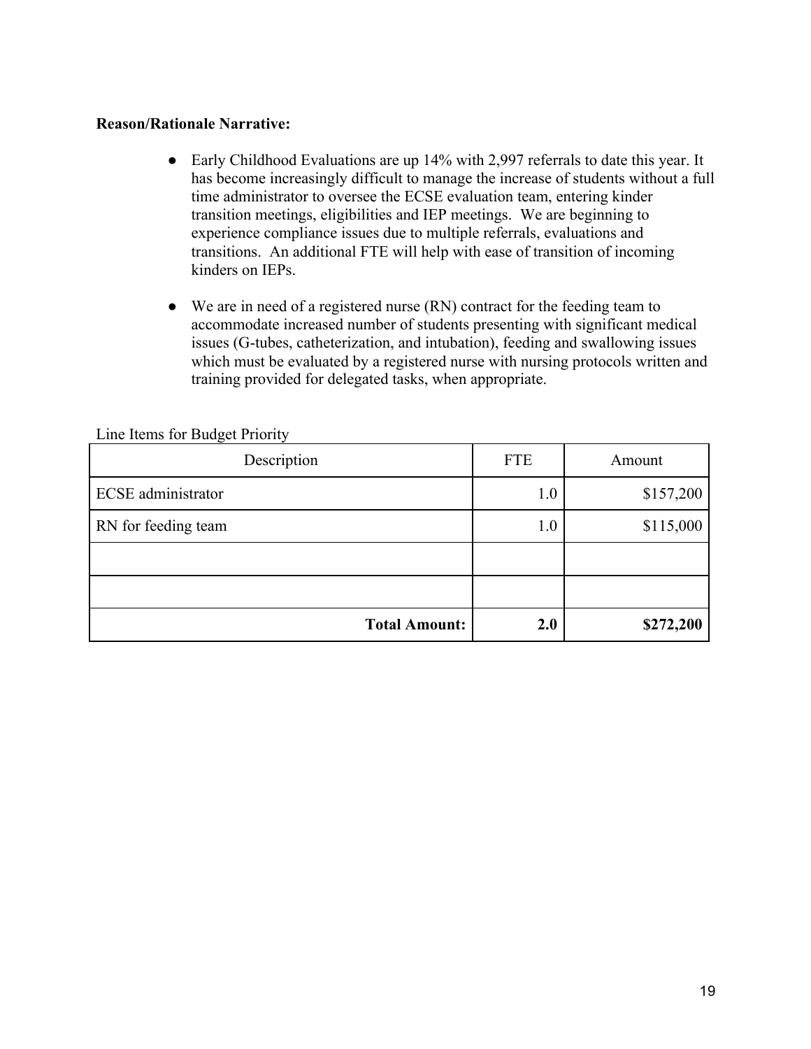**Reason/Rationale Narrative:**

- Early Childhood Evaluations are up 14% with 2,997 referrals to date this year. It has become increasingly difficult to manage the increase of students without a full time administrator to oversee the ECSE evaluation team, entering kinder transition meetings, eligibilities and IEP meetings. We are beginning to experience compliance issues due to multiple referrals, evaluations and transitions. An additional FTE will help with ease of transition of incoming kinders on IEPs.

- We are in need of a registered nurse (RN) contract for the feeding team to accommodate increased number of students presenting with significant medical issues (G-tubes, catheterization, and intubation), feeding and swallowing issues which must be evaluated by a registered nurse with nursing protocols written and training provided for delegated tasks, when appropriate.

Line Items for Budget Priority

| Description | FTE | Amount |
|---|---:|---:|
| ECSE administrator | 1.0 | $157,200 |
| RN for feeding team | 1.0 | $115,000 |
| | | |
| | | |
| **Total Amount:** | **2.0** | **$272,200** |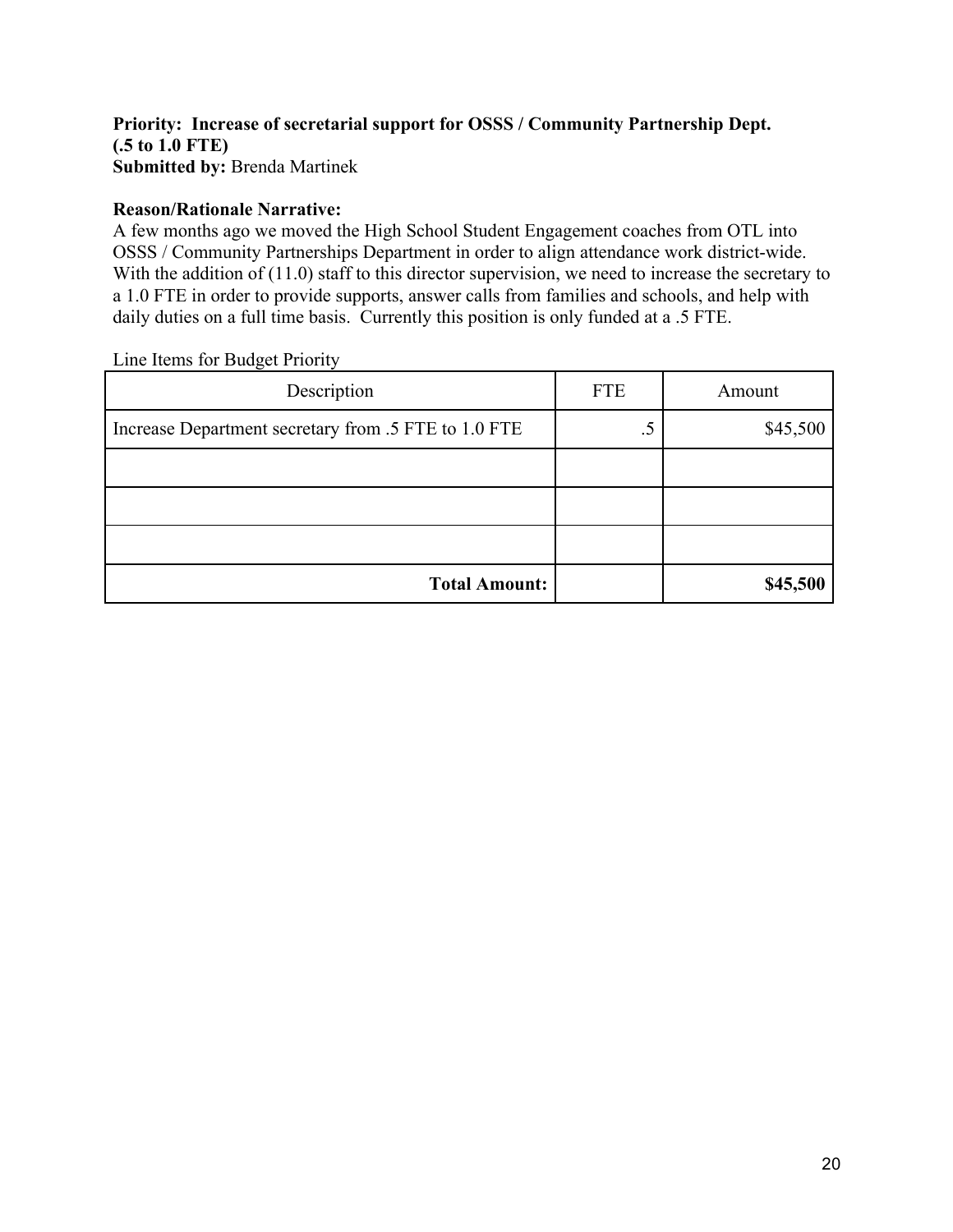**Priority: Increase of secretarial support for OSSS / Community Partnership Dept. (.5 to 1.0 FTE)**
**Submitted by:** Brenda Martinek

**Reason/Rationale Narrative:**
A few months ago we moved the High School Student Engagement coaches from OTL into OSSS / Community Partnerships Department in order to align attendance work district-wide. With the addition of (11.0) staff to this director supervision, we need to increase the secretary to a 1.0 FTE in order to provide supports, answer calls from families and schools, and help with daily duties on a full time basis. Currently this position is only funded at a .5 FTE.

Line Items for Budget Priority

| Description | FTE | Amount |
|---|---|---|
| Increase Department secretary from .5 FTE to 1.0 FTE | .5 | $45,500 |
| | | |
| | | |
| | | |
| **Total Amount:** | | **$45,500** |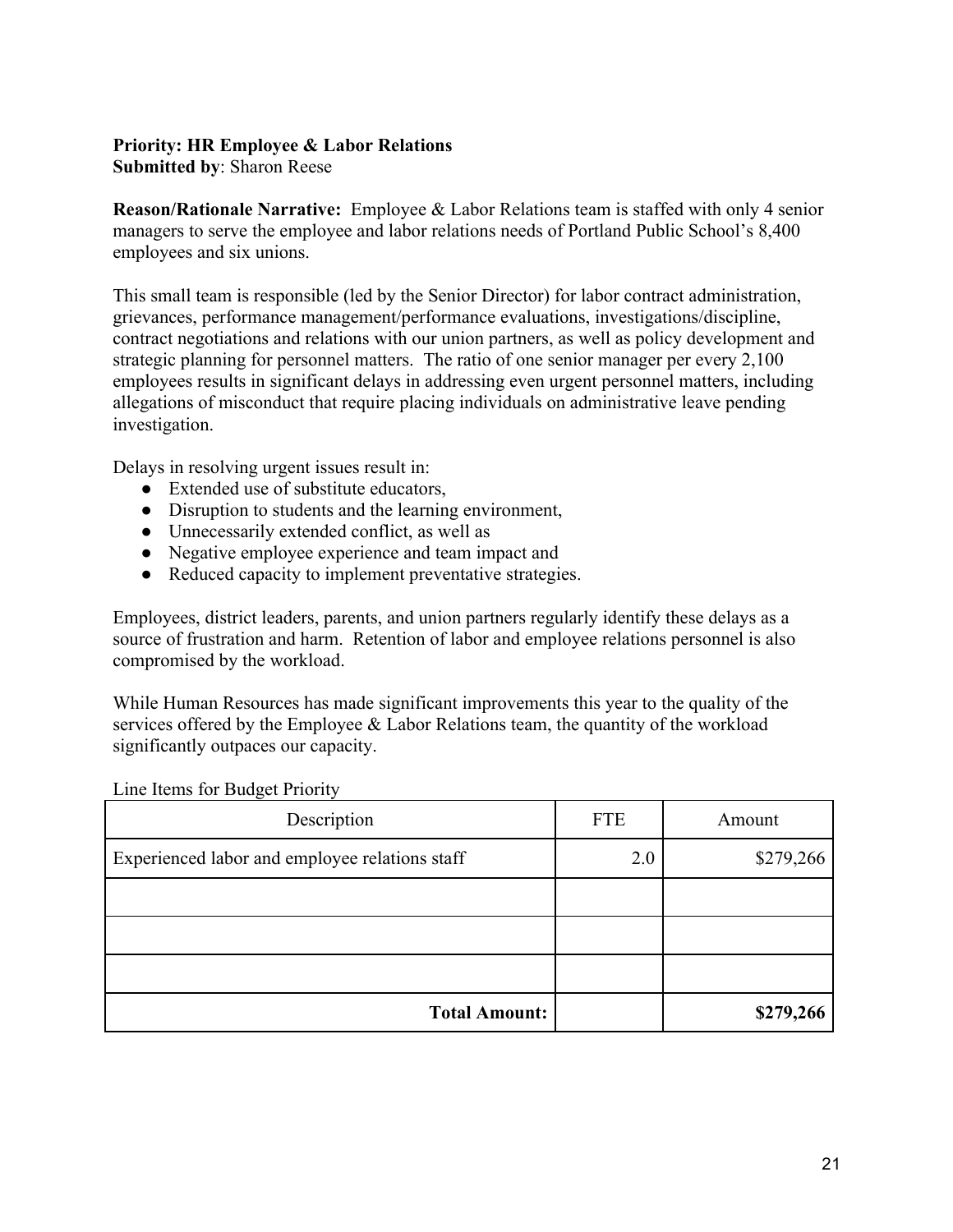**Priority: HR Employee & Labor Relations**
**Submitted by**: Sharon Reese

**Reason/Rationale Narrative:** Employee & Labor Relations team is staffed with only 4 senior managers to serve the employee and labor relations needs of Portland Public School's 8,400 employees and six unions.

This small team is responsible (led by the Senior Director) for labor contract administration, grievances, performance management/performance evaluations, investigations/discipline, contract negotiations and relations with our union partners, as well as policy development and strategic planning for personnel matters. The ratio of one senior manager per every 2,100 employees results in significant delays in addressing even urgent personnel matters, including allegations of misconduct that require placing individuals on administrative leave pending investigation.

Delays in resolving urgent issues result in:

- Extended use of substitute educators,
- Disruption to students and the learning environment,
- Unnecessarily extended conflict, as well as
- Negative employee experience and team impact and
- Reduced capacity to implement preventative strategies.

Employees, district leaders, parents, and union partners regularly identify these delays as a source of frustration and harm. Retention of labor and employee relations personnel is also compromised by the workload.

While Human Resources has made significant improvements this year to the quality of the services offered by the Employee & Labor Relations team, the quantity of the workload significantly outpaces our capacity.

Line Items for Budget Priority

| Description | FTE | Amount |
|---|---|---|
| Experienced labor and employee relations staff | 2.0 | $279,266 |
| | | |
| | | |
| | | |
| **Total Amount:** | | **$279,266** |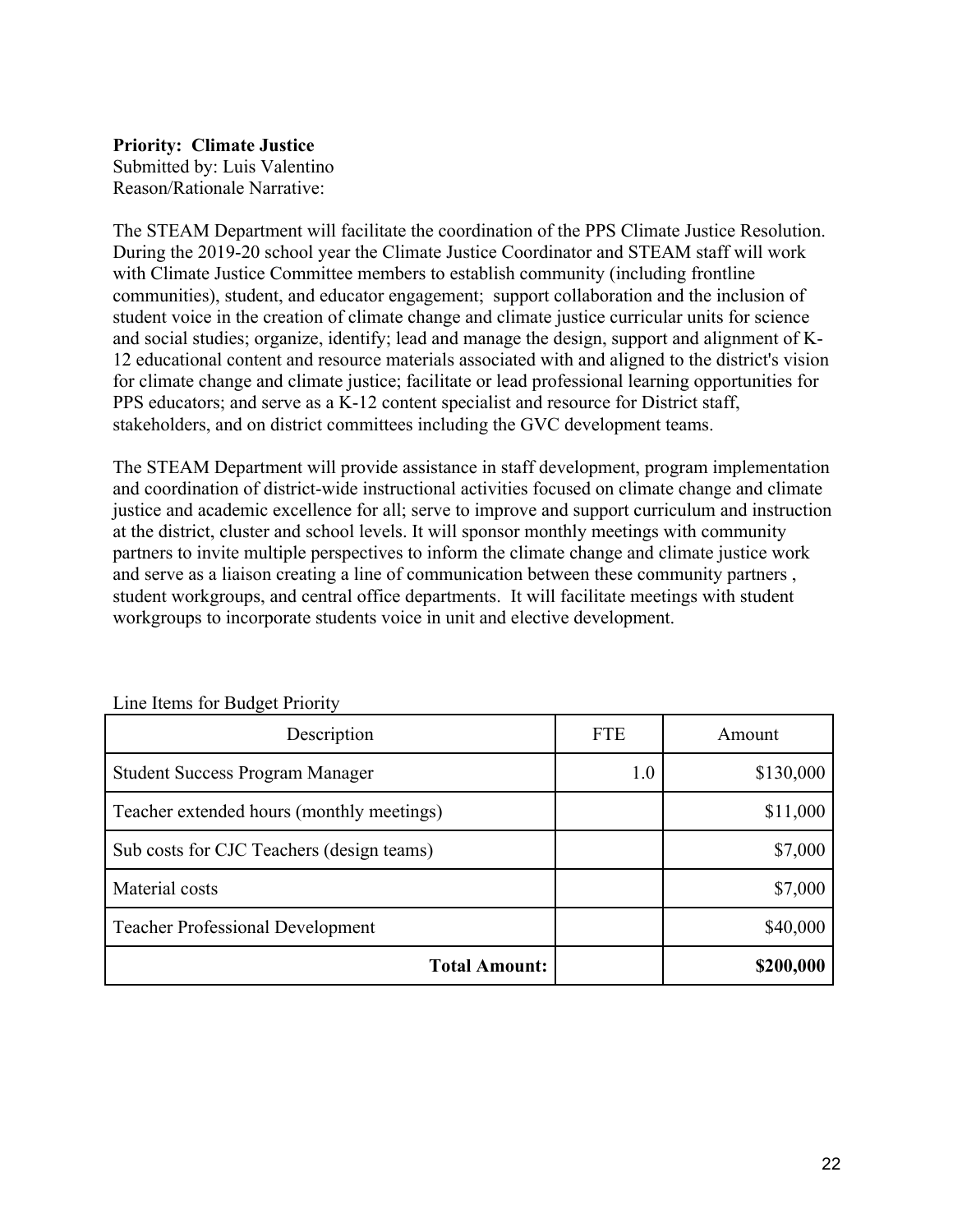**Priority: Climate Justice**
Submitted by: Luis Valentino
Reason/Rationale Narrative:

The STEAM Department will facilitate the coordination of the PPS Climate Justice Resolution. During the 2019-20 school year the Climate Justice Coordinator and STEAM staff will work with Climate Justice Committee members to establish community (including frontline communities), student, and educator engagement; support collaboration and the inclusion of student voice in the creation of climate change and climate justice curricular units for science and social studies; organize, identify; lead and manage the design, support and alignment of K-12 educational content and resource materials associated with and aligned to the district's vision for climate change and climate justice; facilitate or lead professional learning opportunities for PPS educators; and serve as a K-12 content specialist and resource for District staff, stakeholders, and on district committees including the GVC development teams.

The STEAM Department will provide assistance in staff development, program implementation and coordination of district-wide instructional activities focused on climate change and climate justice and academic excellence for all; serve to improve and support curriculum and instruction at the district, cluster and school levels. It will sponsor monthly meetings with community partners to invite multiple perspectives to inform the climate change and climate justice work and serve as a liaison creating a line of communication between these community partners , student workgroups, and central office departments. It will facilitate meetings with student workgroups to incorporate students voice in unit and elective development.

Line Items for Budget Priority

| Description | FTE | Amount |
|---|---|---|
| Student Success Program Manager | 1.0 | $130,000 |
| Teacher extended hours (monthly meetings) | | $11,000 |
| Sub costs for CJC Teachers (design teams) | | $7,000 |
| Material costs | | $7,000 |
| Teacher Professional Development | | $40,000 |
| **Total Amount:** | | **$200,000** |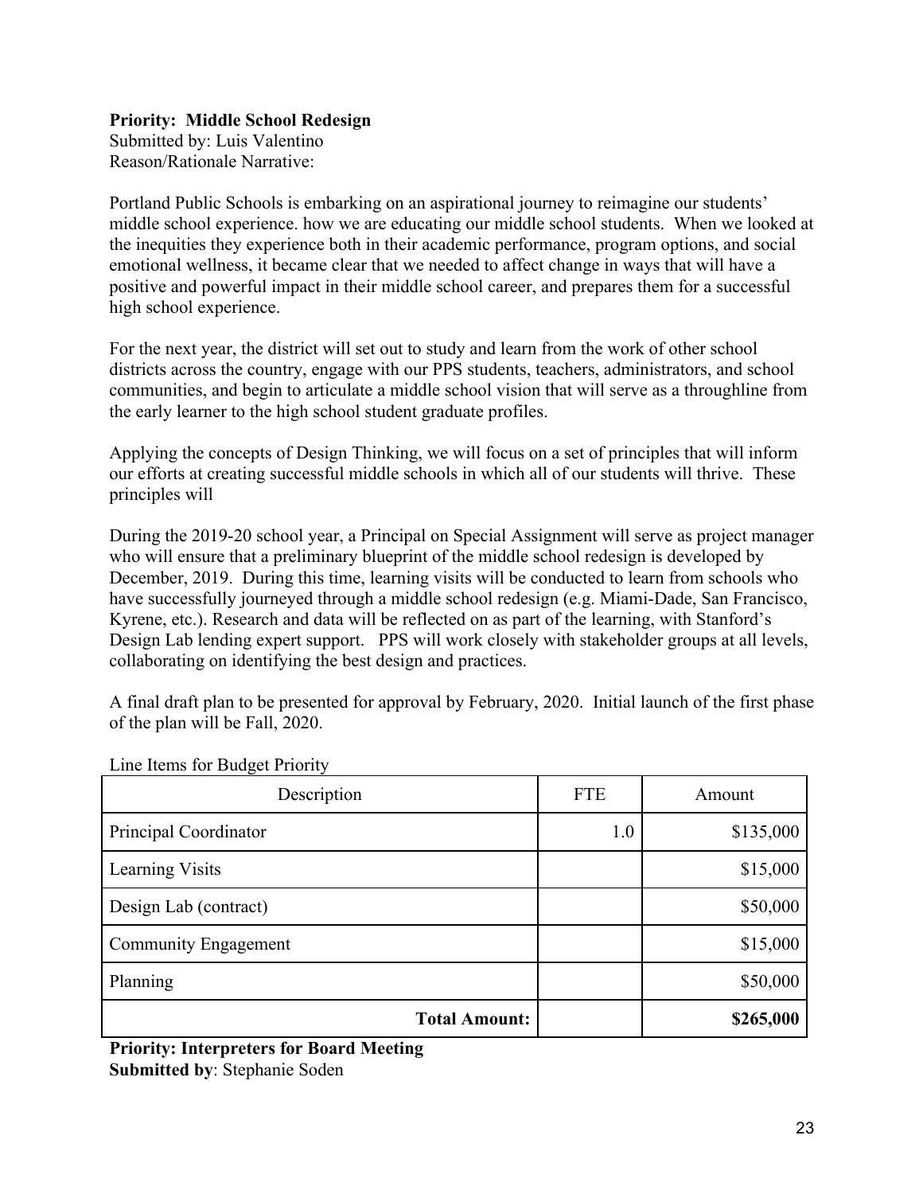**Priority: Middle School Redesign**
Submitted by: Luis Valentino
Reason/Rationale Narrative:

Portland Public Schools is embarking on an aspirational journey to reimagine our students' middle school experience. how we are educating our middle school students. When we looked at the inequities they experience both in their academic performance, program options, and social emotional wellness, it became clear that we needed to affect change in ways that will have a positive and powerful impact in their middle school career, and prepares them for a successful high school experience.

For the next year, the district will set out to study and learn from the work of other school districts across the country, engage with our PPS students, teachers, administrators, and school communities, and begin to articulate a middle school vision that will serve as a throughline from the early learner to the high school student graduate profiles.

Applying the concepts of Design Thinking, we will focus on a set of principles that will inform our efforts at creating successful middle schools in which all of our students will thrive. These principles will

During the 2019-20 school year, a Principal on Special Assignment will serve as project manager who will ensure that a preliminary blueprint of the middle school redesign is developed by December, 2019. During this time, learning visits will be conducted to learn from schools who have successfully journeyed through a middle school redesign (e.g. Miami-Dade, San Francisco, Kyrene, etc.). Research and data will be reflected on as part of the learning, with Stanford's Design Lab lending expert support. PPS will work closely with stakeholder groups at all levels, collaborating on identifying the best design and practices.

A final draft plan to be presented for approval by February, 2020. Initial launch of the first phase of the plan will be Fall, 2020.

Line Items for Budget Priority

| Description | FTE | Amount |
|---|---|---|
| Principal Coordinator | 1.0 | $135,000 |
| Learning Visits | | $15,000 |
| Design Lab (contract) | | $50,000 |
| Community Engagement | | $15,000 |
| Planning | | $50,000 |
| **Total Amount:** | | **$265,000** |

**Priority: Interpreters for Board Meeting**
**Submitted by**: Stephanie Soden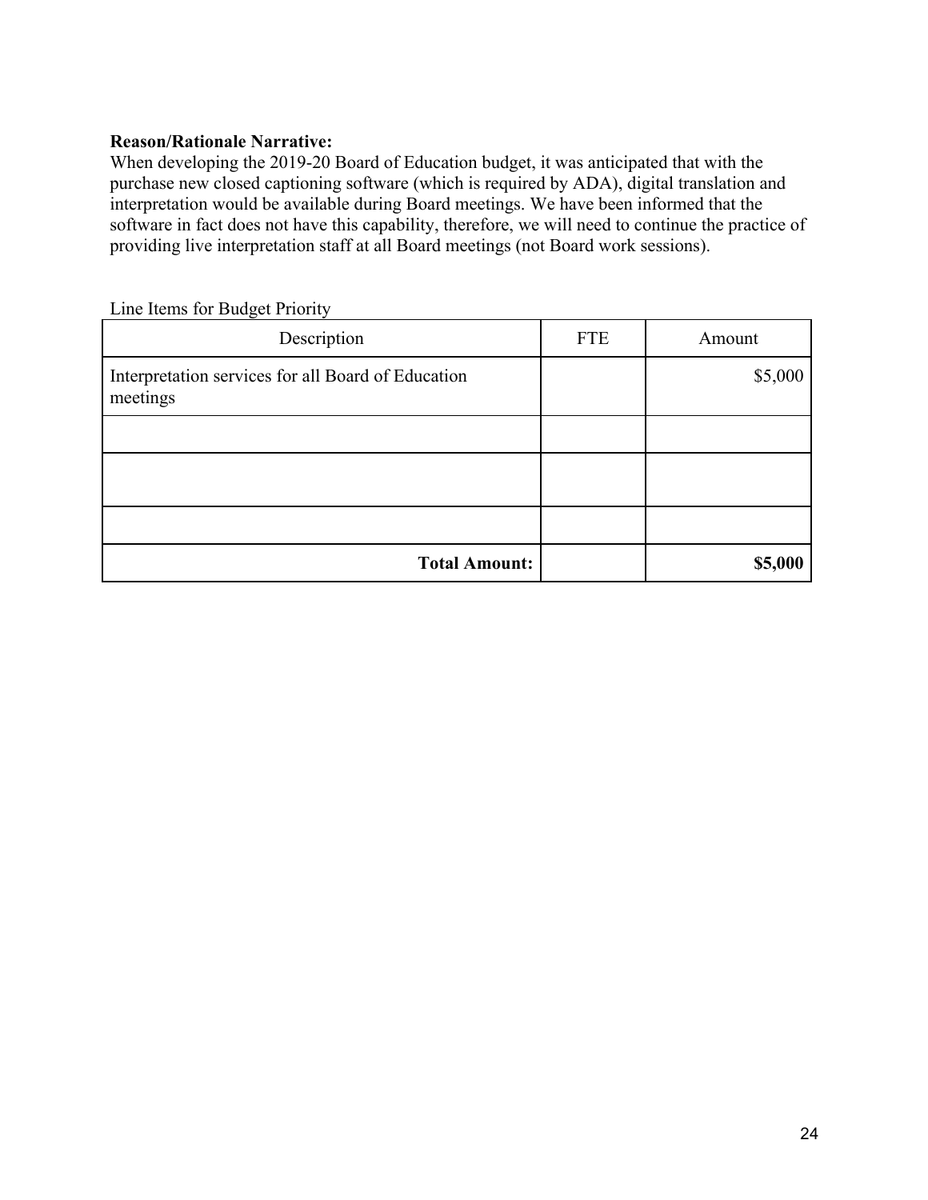**Reason/Rationale Narrative:**
When developing the 2019-20 Board of Education budget, it was anticipated that with the purchase new closed captioning software (which is required by ADA), digital translation and interpretation would be available during Board meetings. We have been informed that the software in fact does not have this capability, therefore, we will need to continue the practice of providing live interpretation staff at all Board meetings (not Board work sessions).

Line Items for Budget Priority

| Description | FTE | Amount |
|---|---|---|
| Interpretation services for all Board of Education meetings | | $5,000 |
| | | |
| | | |
| | | |
| **Total Amount:** | | **$5,000** |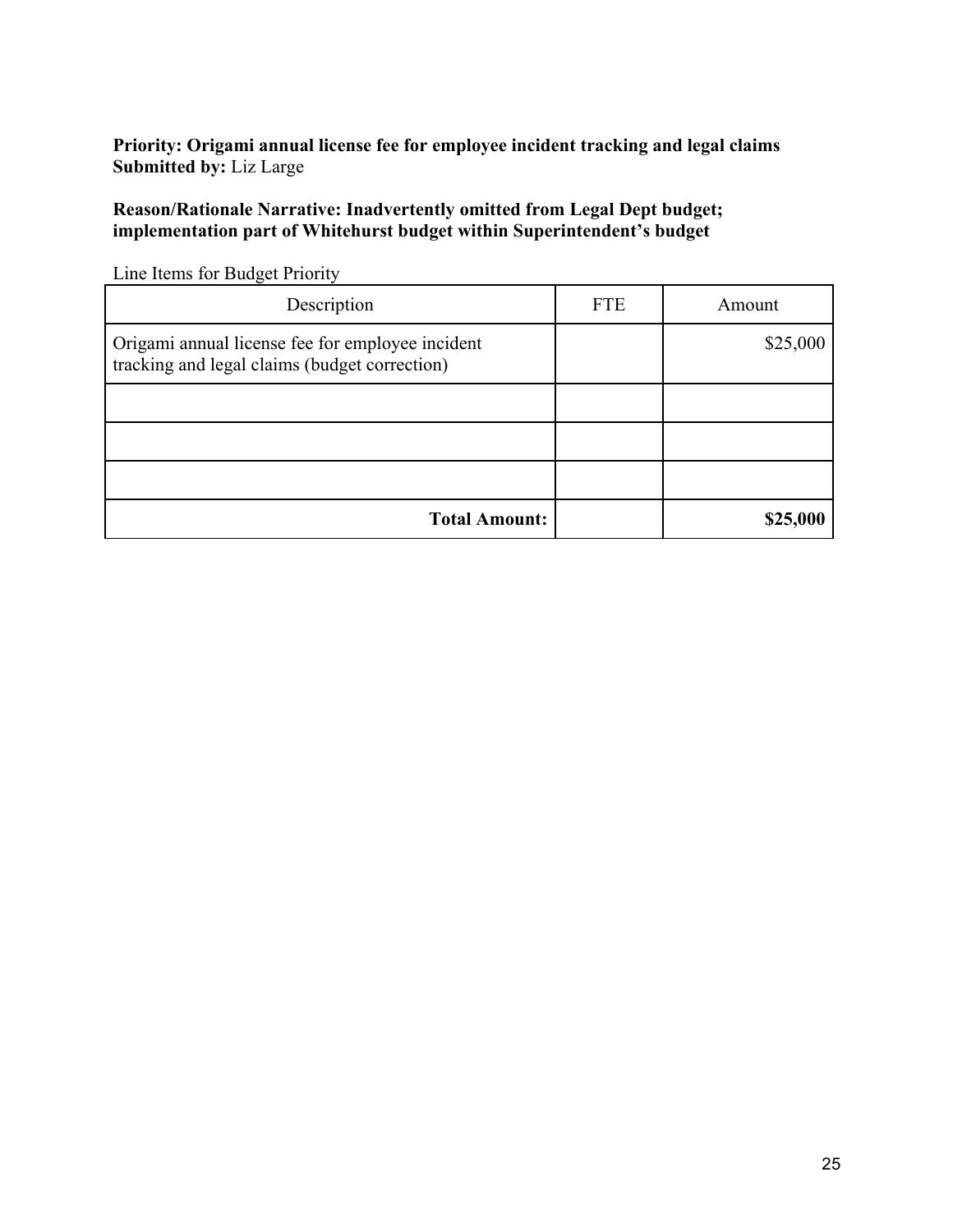**Priority: Origami annual license fee for employee incident tracking and legal claims**
**Submitted by:** Liz Large

**Reason/Rationale Narrative: Inadvertently omitted from Legal Dept budget; implementation part of Whitehurst budget within Superintendent's budget**

Line Items for Budget Priority

| Description | FTE | Amount |
|---|---|---|
| Origami annual license fee for employee incident tracking and legal claims (budget correction) | | $25,000 |
| | | |
| | | |
| | | |
| **Total Amount:** | | **$25,000** |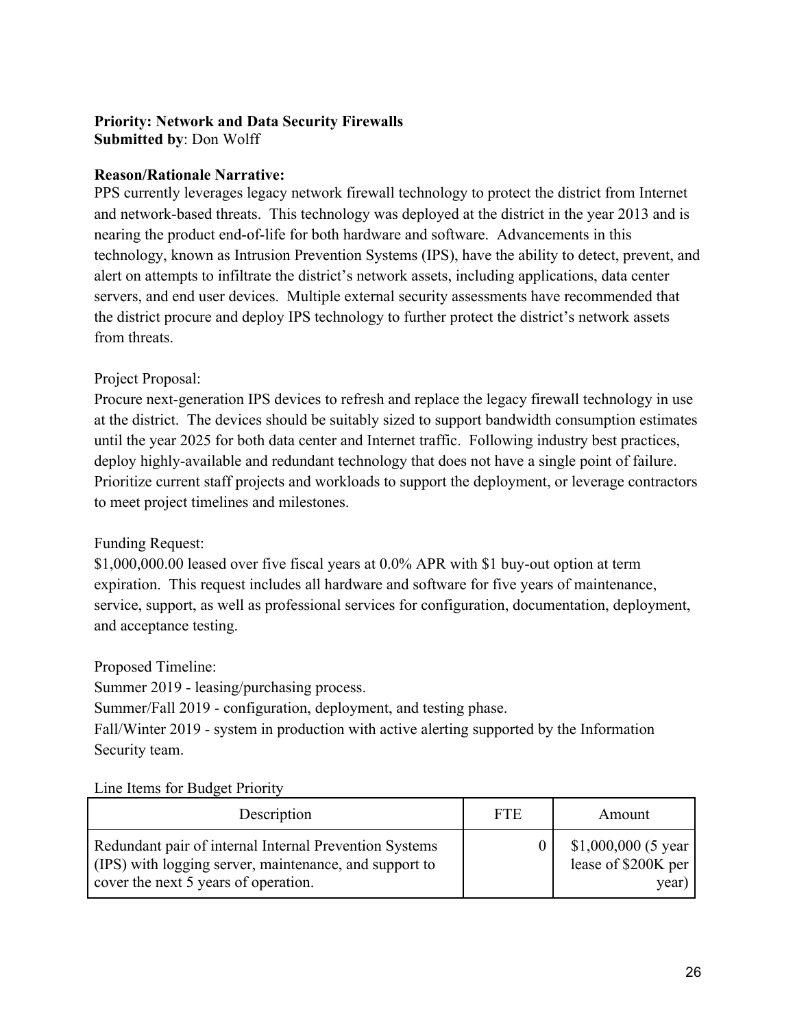**Priority: Network and Data Security Firewalls**
**Submitted by**: Don Wolff

**Reason/Rationale Narrative:**
PPS currently leverages legacy network firewall technology to protect the district from Internet and network-based threats. This technology was deployed at the district in the year 2013 and is nearing the product end-of-life for both hardware and software. Advancements in this technology, known as Intrusion Prevention Systems (IPS), have the ability to detect, prevent, and alert on attempts to infiltrate the district's network assets, including applications, data center servers, and end user devices. Multiple external security assessments have recommended that the district procure and deploy IPS technology to further protect the district's network assets from threats.

Project Proposal:
Procure next-generation IPS devices to refresh and replace the legacy firewall technology in use at the district. The devices should be suitably sized to support bandwidth consumption estimates until the year 2025 for both data center and Internet traffic. Following industry best practices, deploy highly-available and redundant technology that does not have a single point of failure. Prioritize current staff projects and workloads to support the deployment, or leverage contractors to meet project timelines and milestones.

Funding Request:
$1,000,000.00 leased over five fiscal years at 0.0% APR with $1 buy-out option at term expiration. This request includes all hardware and software for five years of maintenance, service, support, as well as professional services for configuration, documentation, deployment, and acceptance testing.

Proposed Timeline:
Summer 2019 - leasing/purchasing process.
Summer/Fall 2019 - configuration, deployment, and testing phase.
Fall/Winter 2019 - system in production with active alerting supported by the Information Security team.

Line Items for Budget Priority

| Description | FTE | Amount |
|---|---|---|
| Redundant pair of internal Internal Prevention Systems (IPS) with logging server, maintenance, and support to cover the next 5 years of operation. | 0 | $1,000,000 (5 year lease of $200K per year) |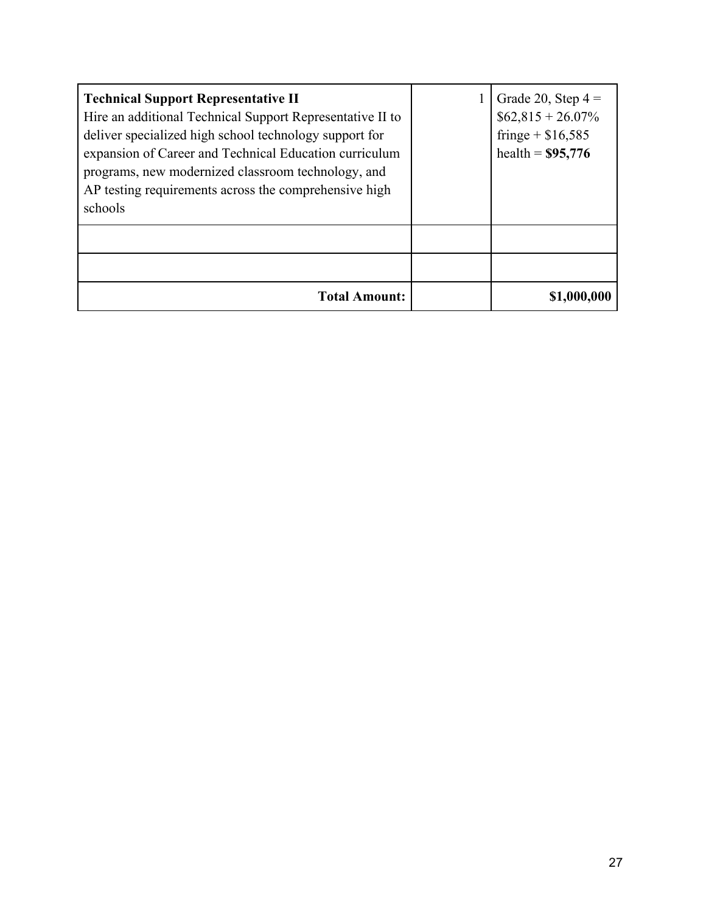| | | |
|---|---|---|
| **Technical Support Representative II**<br>Hire an additional Technical Support Representative II to deliver specialized high school technology support for expansion of Career and Technical Education curriculum programs, new modernized classroom technology, and AP testing requirements across the comprehensive high schools | 1 | Grade 20, Step 4 = $62,815 + 26.07% fringe + $16,585 health = **$95,776** |
| | | |
| | | |
| **Total Amount:** | | **$1,000,000** |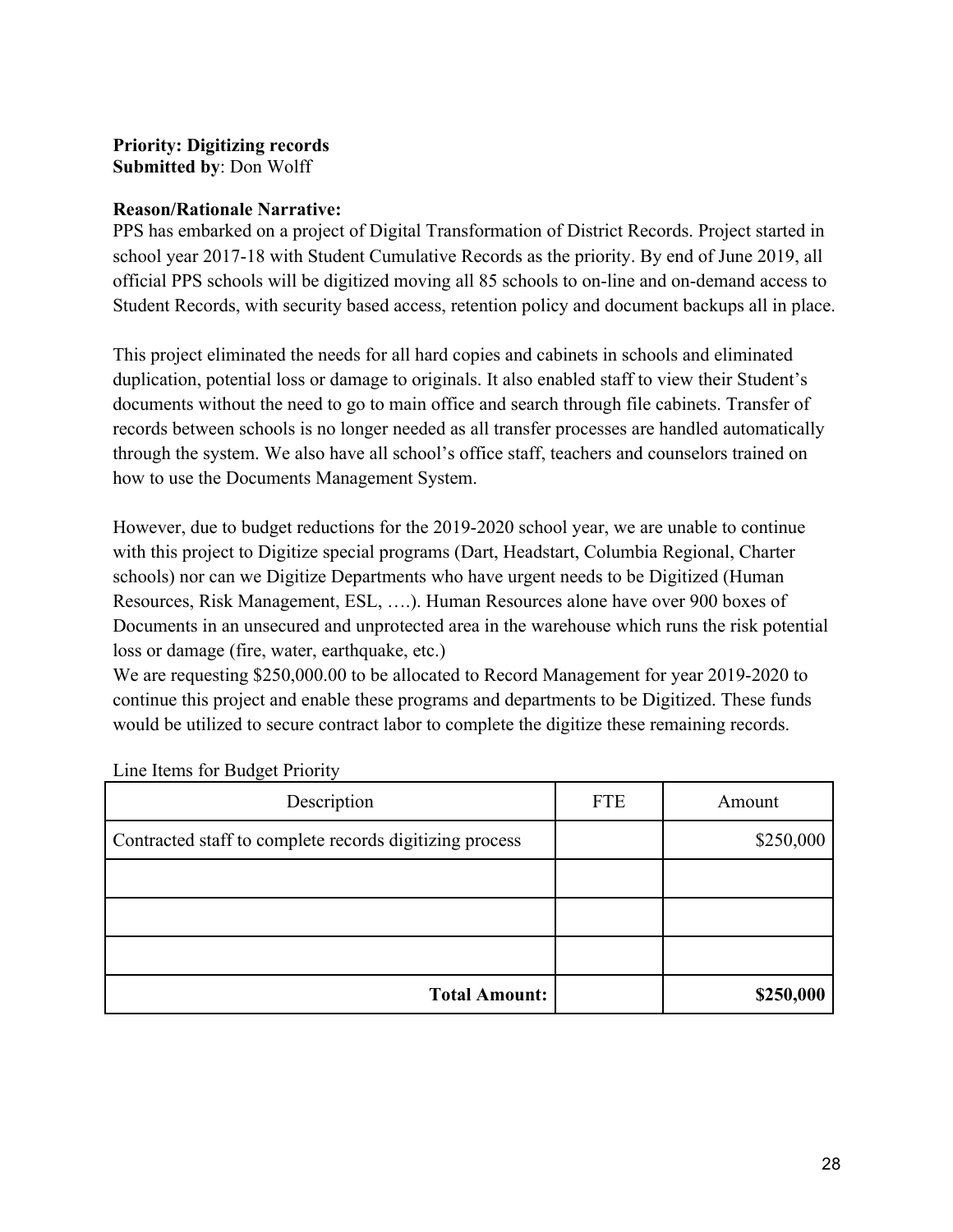**Priority: Digitizing records**
**Submitted by**: Don Wolff

**Reason/Rationale Narrative:**
PPS has embarked on a project of Digital Transformation of District Records. Project started in school year 2017-18 with Student Cumulative Records as the priority. By end of June 2019, all official PPS schools will be digitized moving all 85 schools to on-line and on-demand access to Student Records, with security based access, retention policy and document backups all in place.

This project eliminated the needs for all hard copies and cabinets in schools and eliminated duplication, potential loss or damage to originals. It also enabled staff to view their Student's documents without the need to go to main office and search through file cabinets. Transfer of records between schools is no longer needed as all transfer processes are handled automatically through the system. We also have all school's office staff, teachers and counselors trained on how to use the Documents Management System.

However, due to budget reductions for the 2019-2020 school year, we are unable to continue with this project to Digitize special programs (Dart, Headstart, Columbia Regional, Charter schools) nor can we Digitize Departments who have urgent needs to be Digitized (Human Resources, Risk Management, ESL, ….). Human Resources alone have over 900 boxes of Documents in an unsecured and unprotected area in the warehouse which runs the risk potential loss or damage (fire, water, earthquake, etc.)
We are requesting $250,000.00 to be allocated to Record Management for year 2019-2020 to continue this project and enable these programs and departments to be Digitized. These funds would be utilized to secure contract labor to complete the digitize these remaining records.

Line Items for Budget Priority

| Description | FTE | Amount |
|---|---|---|
| Contracted staff to complete records digitizing process | | $250,000 |
| | | |
| | | |
| | | |
| **Total Amount:** | | **$250,000** |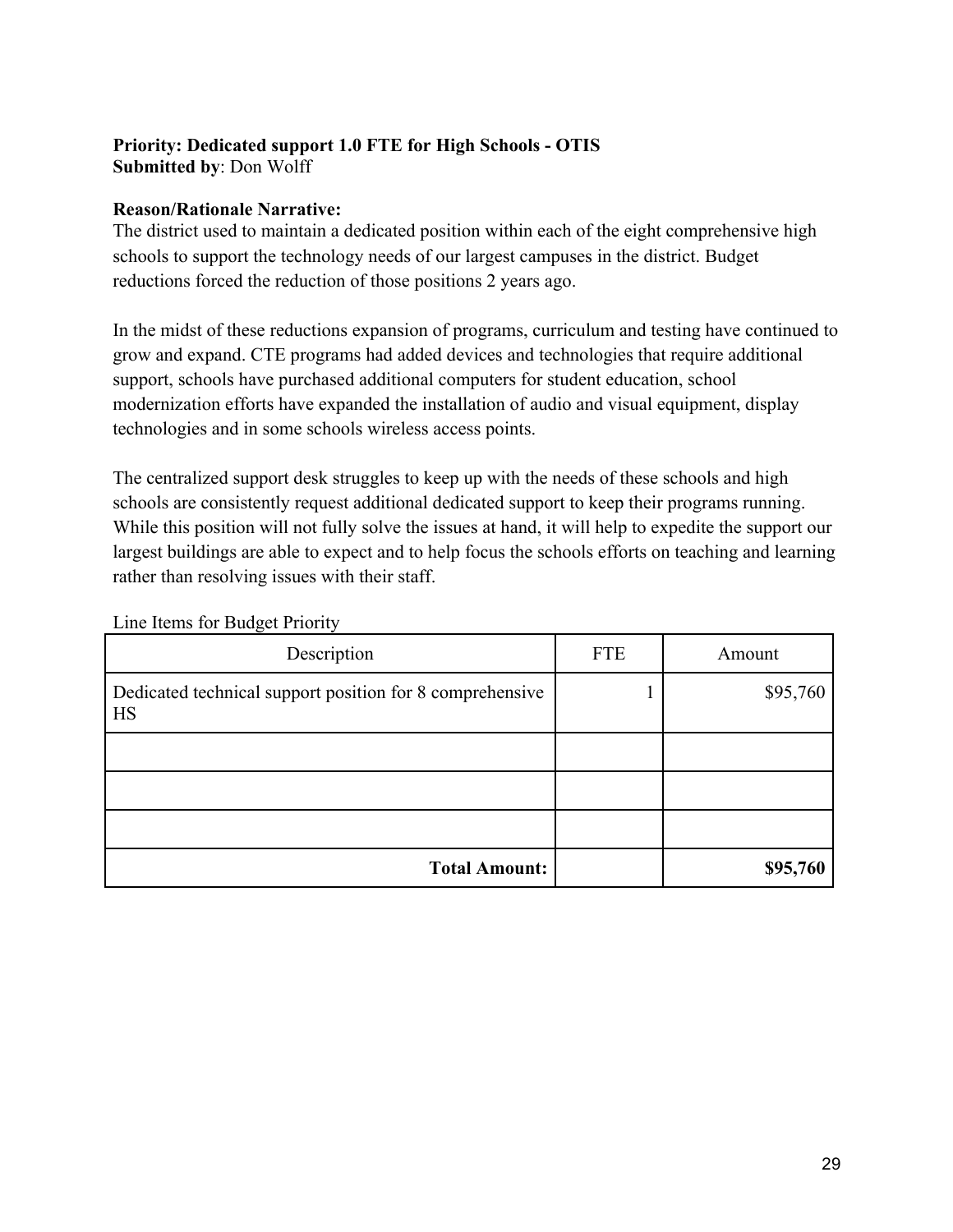**Priority: Dedicated support 1.0 FTE for High Schools - OTIS**
**Submitted by**: Don Wolff

**Reason/Rationale Narrative:**
The district used to maintain a dedicated position within each of the eight comprehensive high schools to support the technology needs of our largest campuses in the district. Budget reductions forced the reduction of those positions 2 years ago.

In the midst of these reductions expansion of programs, curriculum and testing have continued to grow and expand. CTE programs had added devices and technologies that require additional support, schools have purchased additional computers for student education, school modernization efforts have expanded the installation of audio and visual equipment, display technologies and in some schools wireless access points.

The centralized support desk struggles to keep up with the needs of these schools and high schools are consistently request additional dedicated support to keep their programs running. While this position will not fully solve the issues at hand, it will help to expedite the support our largest buildings are able to expect and to help focus the schools efforts on teaching and learning rather than resolving issues with their staff.

Line Items for Budget Priority

| Description | FTE | Amount |
| --- | --- | --- |
| Dedicated technical support position for 8 comprehensive HS | 1 | $95,760 |
| | | |
| | | |
| | | |
| **Total Amount:** | | **$95,760** |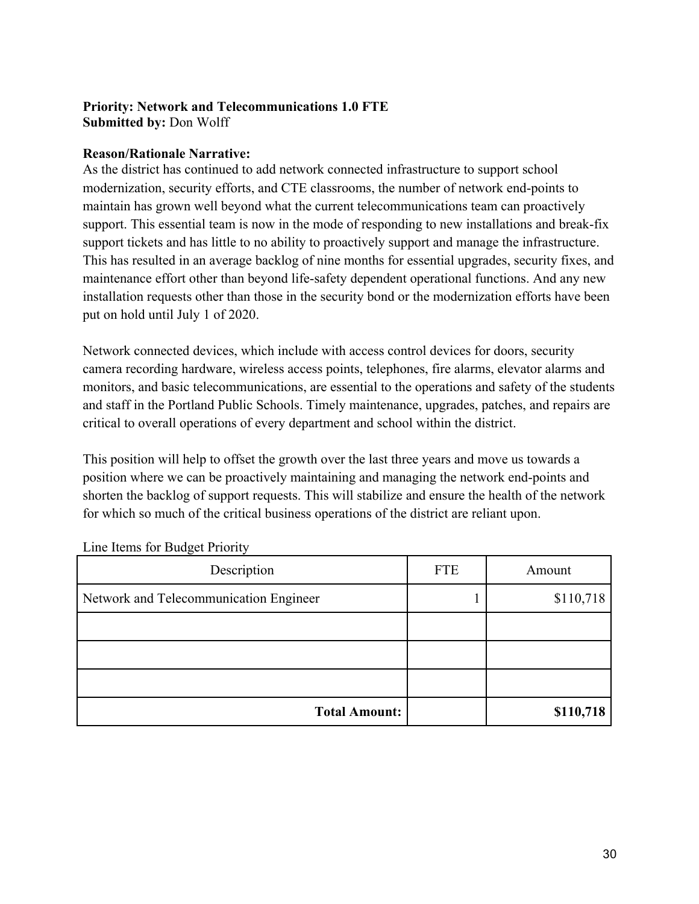**Priority: Network and Telecommunications 1.0 FTE**
**Submitted by:** Don Wolff

**Reason/Rationale Narrative:**
As the district has continued to add network connected infrastructure to support school modernization, security efforts, and CTE classrooms, the number of network end-points to maintain has grown well beyond what the current telecommunications team can proactively support. This essential team is now in the mode of responding to new installations and break-fix support tickets and has little to no ability to proactively support and manage the infrastructure. This has resulted in an average backlog of nine months for essential upgrades, security fixes, and maintenance effort other than beyond life-safety dependent operational functions. And any new installation requests other than those in the security bond or the modernization efforts have been put on hold until July 1 of 2020.

Network connected devices, which include with access control devices for doors, security camera recording hardware, wireless access points, telephones, fire alarms, elevator alarms and monitors, and basic telecommunications, are essential to the operations and safety of the students and staff in the Portland Public Schools. Timely maintenance, upgrades, patches, and repairs are critical to overall operations of every department and school within the district.

This position will help to offset the growth over the last three years and move us towards a position where we can be proactively maintaining and managing the network end-points and shorten the backlog of support requests. This will stabilize and ensure the health of the network for which so much of the critical business operations of the district are reliant upon.

Line Items for Budget Priority

| Description | FTE | Amount |
|---|---|---|
| Network and Telecommunication Engineer | 1 | $110,718 |
| | | |
| | | |
| | | |
| **Total Amount:** | | **$110,718** |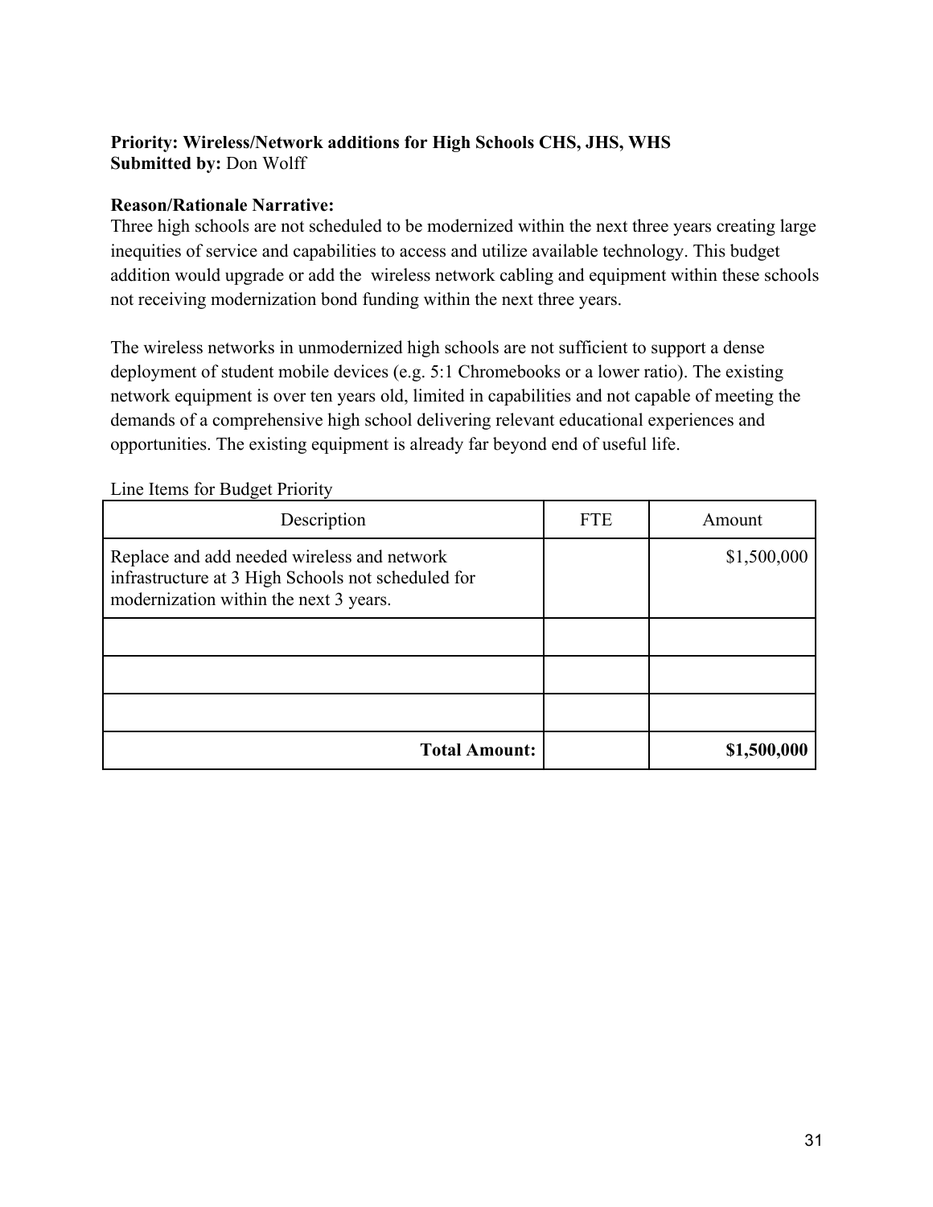**Priority: Wireless/Network additions for High Schools CHS, JHS, WHS**
**Submitted by:** Don Wolff

**Reason/Rationale Narrative:**
Three high schools are not scheduled to be modernized within the next three years creating large inequities of service and capabilities to access and utilize available technology. This budget addition would upgrade or add the wireless network cabling and equipment within these schools not receiving modernization bond funding within the next three years.

The wireless networks in unmodernized high schools are not sufficient to support a dense deployment of student mobile devices (e.g. 5:1 Chromebooks or a lower ratio). The existing network equipment is over ten years old, limited in capabilities and not capable of meeting the demands of a comprehensive high school delivering relevant educational experiences and opportunities. The existing equipment is already far beyond end of useful life.

Line Items for Budget Priority

| Description | FTE | Amount |
|---|---|---|
| Replace and add needed wireless and network infrastructure at 3 High Schools not scheduled for modernization within the next 3 years. | | $1,500,000 |
| | | |
| | | |
| | | |
| **Total Amount:** | | **$1,500,000** |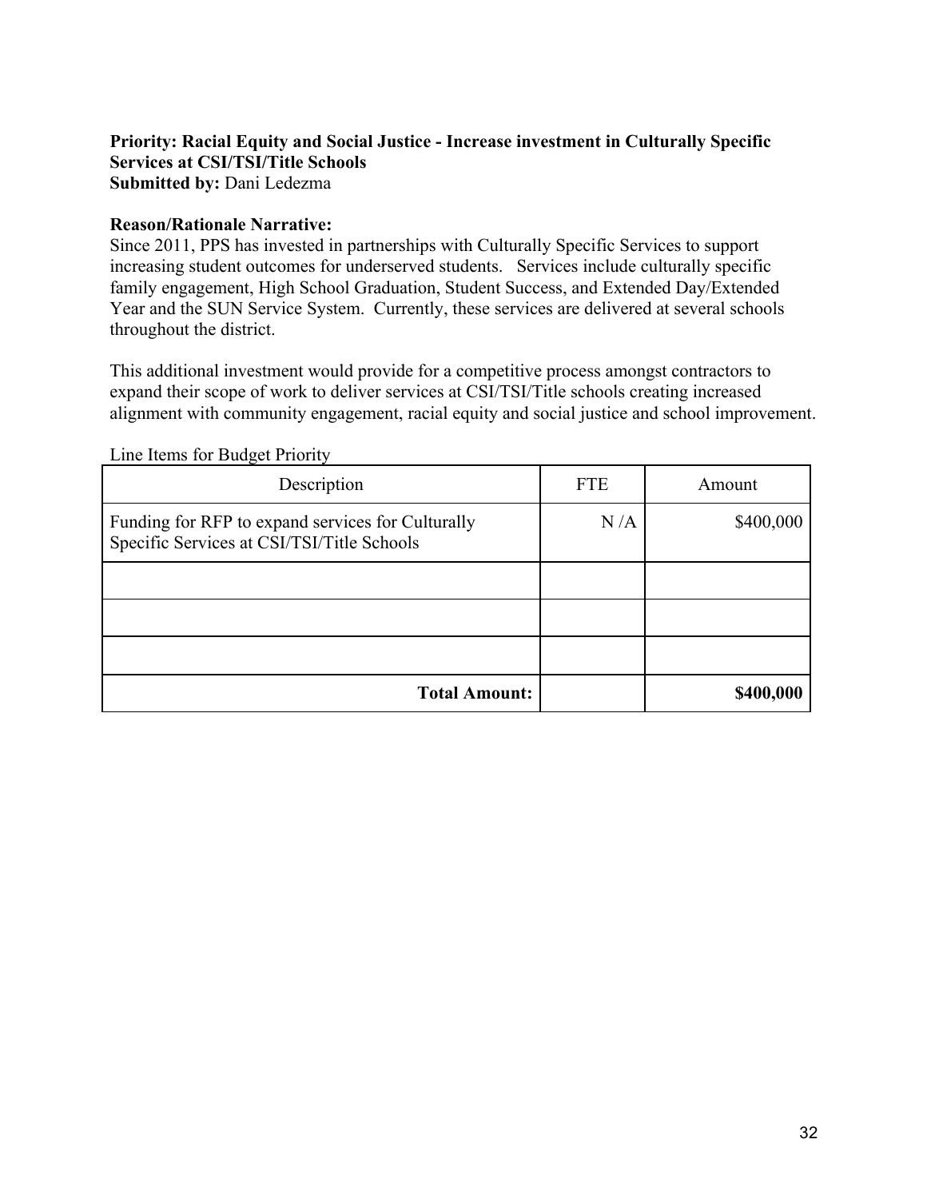**Priority: Racial Equity and Social Justice - Increase investment in Culturally Specific Services at CSI/TSI/Title Schools**
**Submitted by:** Dani Ledezma

**Reason/Rationale Narrative:**
Since 2011, PPS has invested in partnerships with Culturally Specific Services to support increasing student outcomes for underserved students. Services include culturally specific family engagement, High School Graduation, Student Success, and Extended Day/Extended Year and the SUN Service System. Currently, these services are delivered at several schools throughout the district.

This additional investment would provide for a competitive process amongst contractors to expand their scope of work to deliver services at CSI/TSI/Title schools creating increased alignment with community engagement, racial equity and social justice and school improvement.

Line Items for Budget Priority

| Description | FTE | Amount |
|---|---|---|
| Funding for RFP to expand services for Culturally Specific Services at CSI/TSI/Title Schools | N /A | $400,000 |
| | | |
| | | |
| | | |
| **Total Amount:** | | **$400,000** |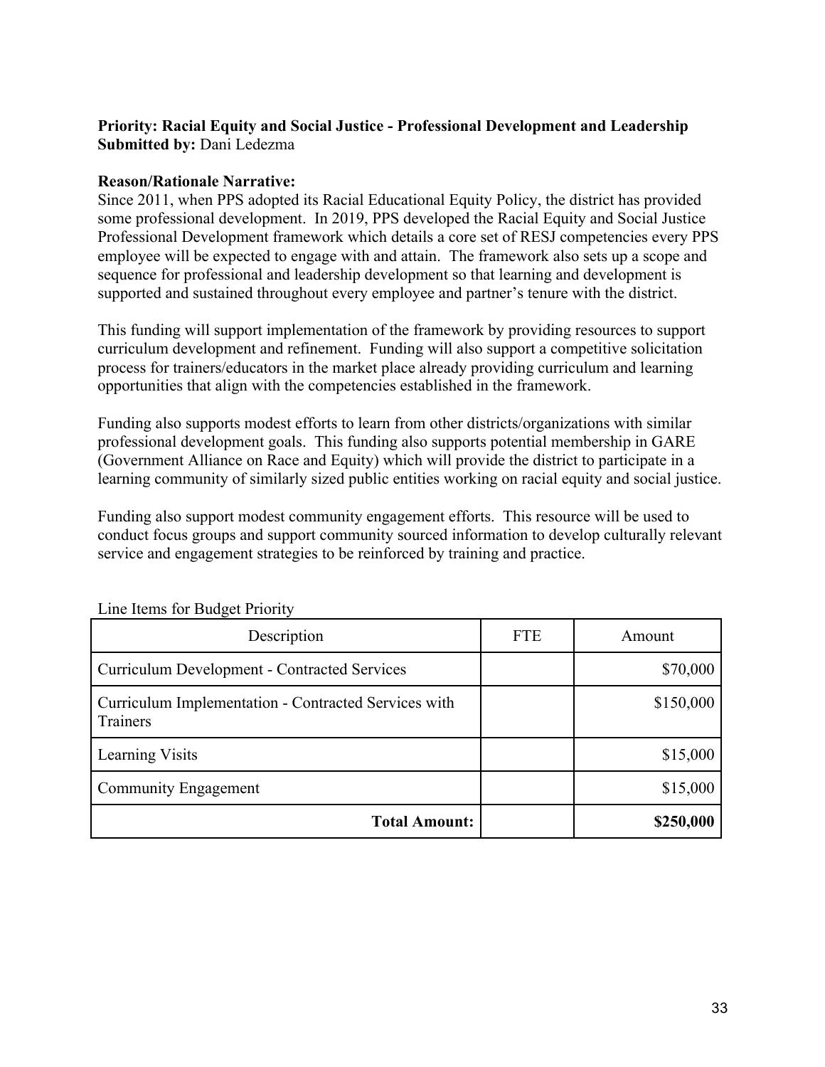**Priority: Racial Equity and Social Justice - Professional Development and Leadership**
**Submitted by:** Dani Ledezma

**Reason/Rationale Narrative:**
Since 2011, when PPS adopted its Racial Educational Equity Policy, the district has provided some professional development. In 2019, PPS developed the Racial Equity and Social Justice Professional Development framework which details a core set of RESJ competencies every PPS employee will be expected to engage with and attain. The framework also sets up a scope and sequence for professional and leadership development so that learning and development is supported and sustained throughout every employee and partner's tenure with the district.

This funding will support implementation of the framework by providing resources to support curriculum development and refinement. Funding will also support a competitive solicitation process for trainers/educators in the market place already providing curriculum and learning opportunities that align with the competencies established in the framework.

Funding also supports modest efforts to learn from other districts/organizations with similar professional development goals. This funding also supports potential membership in GARE (Government Alliance on Race and Equity) which will provide the district to participate in a learning community of similarly sized public entities working on racial equity and social justice.

Funding also support modest community engagement efforts. This resource will be used to conduct focus groups and support community sourced information to develop culturally relevant service and engagement strategies to be reinforced by training and practice.

Line Items for Budget Priority

| Description | FTE | Amount |
|---|---|---|
| Curriculum Development - Contracted Services | | $70,000 |
| Curriculum Implementation - Contracted Services with Trainers | | $150,000 |
| Learning Visits | | $15,000 |
| Community Engagement | | $15,000 |
| **Total Amount:** | | **$250,000** |